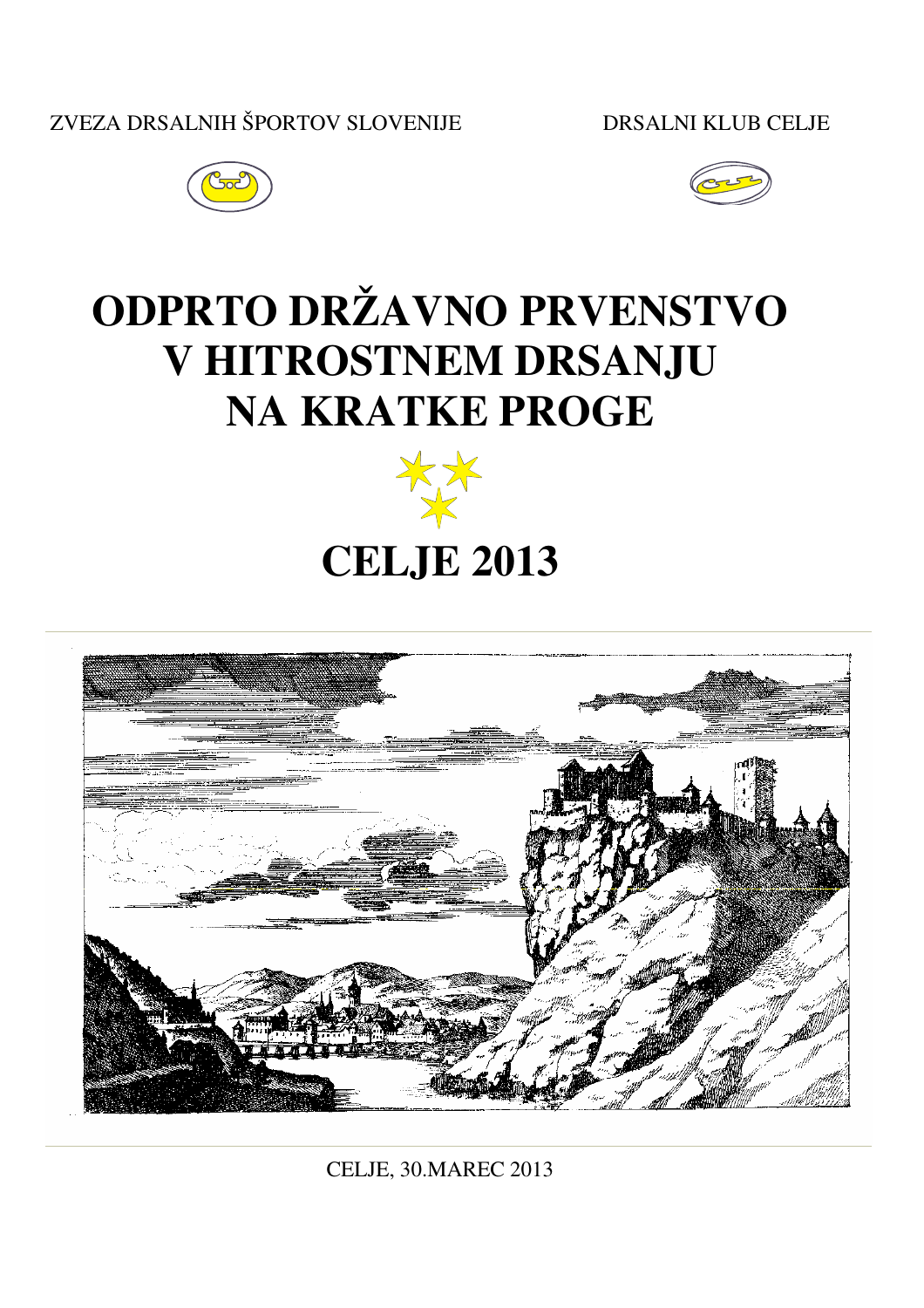ZVEZA DRSALNIH ŠPORTOV SLOVENIJE

DRSALNI KLUB CELJE

# ODPRTO DRŽAVNO PRVENSTVO V HITROSTNEM DRSANJU NA KRATKE PROGE

# CELJE 2013

CELJE, 30.MAREC 2013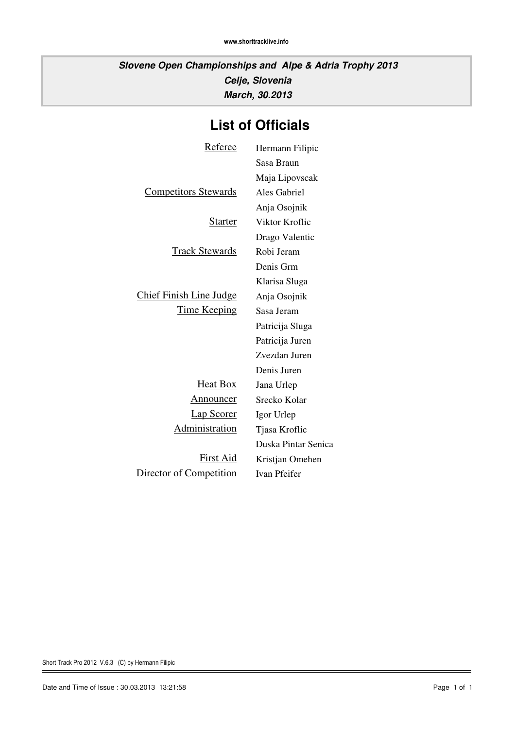**_Slove Open Championships and Alpe & Adria Trophy 2013_**

**_Celje, Slovenia_**

**_March, 30.2013_**

# List of Officials

| Role | Name |
|---|---|
| Referee | Hermann Filipic |
| | Sasa Braun |
| | Maja Lipovscak |
| Competitors Stewards | Ales Gabriel |
| | Anja Osojnik |
| Starter | Viktor Kroflic |
| | Drago Valentic |
| Track Stewards | Robi Jeram |
| | Denis Grm |
| | Klarisa Sluga |
| Chief Finish Line Judge | Anja Osojnik |
| Time Keeping | Sasa Jeram |
| | Patricija Sluga |
| | Patricija Juren |
| | Zvezdan Juren |
| | Denis Juren |
| Heat Box | Jana Urlep |
| Announcer | Srecko Kolar |
| Lap Scorer | Igor Urlep |
| Administration | Tjasa Kroflic |
| | Duska Pintar Senica |
| First Aid | Kristjan Omehen |
| Director of Competition | Ivan Pfeifer |

Short Track Pro 2012 V.6.3 (C) by Hermann Filipic

Date and Time of Issue : 30.03.2013 13:21:58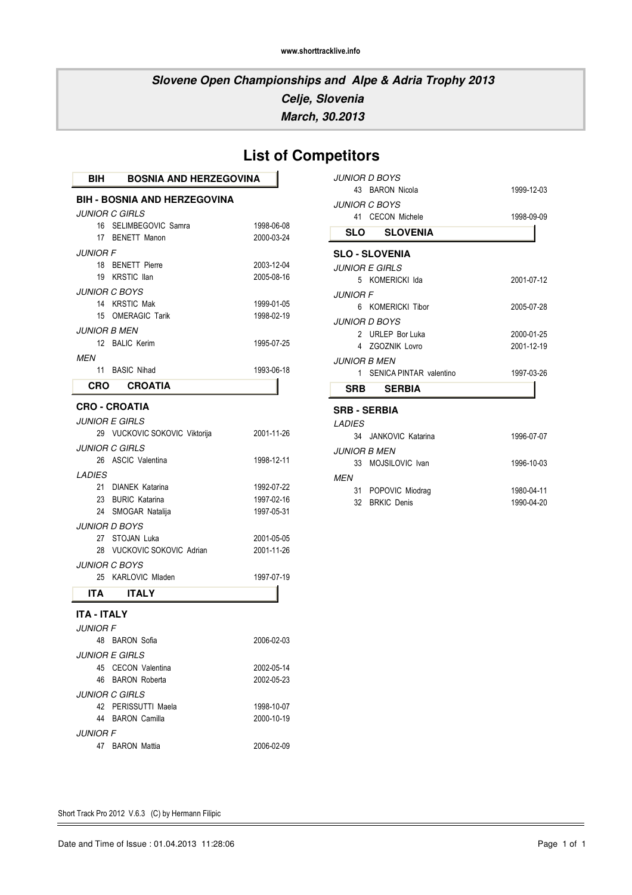www.shorttracklive.info

## Slovene Open Championships and Alpe & Adria Trophy 2013
## Celje, Slovenia
## March, 30.2013

# List of Competitors

### BIH BOSNIA AND HERZEGOVINA

**BIH - BOSNIA AND HERZEGOVINA**

*JUNIOR C GIRLS*

| No. | Name | Date of Birth |
|---|---|---|
| 16 | SELIMBEGOVIC Samra | 1998-06-08 |
| 17 | BENETT Manon | 2000-03-24 |

*JUNIOR F*

| No. | Name | Date of Birth |
|---|---|---|
| 18 | BENETT Pierre | 2003-12-04 |
| 19 | KRSTIC Ilan | 2005-08-16 |

*JUNIOR C BOYS*

| No. | Name | Date of Birth |
|---|---|---|
| 14 | KRSTIC Mak | 1999-01-05 |
| 15 | OMERAGIC Tarik | 1998-02-19 |

*JUNIOR B MEN*

| No. | Name | Date of Birth |
|---|---|---|
| 12 | BALIC Kerim | 1995-07-25 |

*MEN*

| No. | Name | Date of Birth |
|---|---|---|
| 11 | BASIC Nihad | 1993-06-18 |

### CRO CROATIA

**CRO - CROATIA**

*JUNIOR E GIRLS*

| No. | Name | Date of Birth |
|---|---|---|
| 29 | VUCKOVIC SOKOVIC Viktorija | 2001-11-26 |

*JUNIOR C GIRLS*

| No. | Name | Date of Birth |
|---|---|---|
| 26 | ASCIC Valentina | 1998-12-11 |

*LADIES*

| No. | Name | Date of Birth |
|---|---|---|
| 21 | DIANEK Katarina | 1992-07-22 |
| 23 | BURIC Katarina | 1997-02-16 |
| 24 | SMOGAR Natalija | 1997-05-31 |

*JUNIOR D BOYS*

| No. | Name | Date of Birth |
|---|---|---|
| 27 | STOJAN Luka | 2001-05-05 |
| 28 | VUCKOVIC SOKOVIC Adrian | 2001-11-26 |

*JUNIOR C BOYS*

| No. | Name | Date of Birth |
|---|---|---|
| 25 | KARLOVIC Mladen | 1997-07-19 |

### ITA ITALY

**ITA - ITALY**

*JUNIOR F*

| No. | Name | Date of Birth |
|---|---|---|
| 48 | BARON Sofia | 2006-02-03 |

*JUNIOR E GIRLS*

| No. | Name | Date of Birth |
|---|---|---|
| 45 | CECON Valentina | 2002-05-14 |
| 46 | BARON Roberta | 2002-05-23 |

*JUNIOR C GIRLS*

| No. | Name | Date of Birth |
|---|---|---|
| 42 | PERISSUTTI Maela | 1998-10-07 |
| 44 | BARON Camilla | 2000-10-19 |

*JUNIOR F*

| No. | Name | Date of Birth |
|---|---|---|
| 47 | BARON Mattia | 2006-02-09 |

*JUNIOR D BOYS*

| No. | Name | Date of Birth |
|---|---|---|
| 43 | BARON Nicola | 1999-12-03 |

*JUNIOR C BOYS*

| No. | Name | Date of Birth |
|---|---|---|
| 41 | CECON Michele | 1998-09-09 |

### SLO SLOVENIA

**SLO - SLOVENIA**

*JUNIOR E GIRLS*

| No. | Name | Date of Birth |
|---|---|---|
| 5 | KOMERICKI Ida | 2001-07-12 |

*JUNIOR F*

| No. | Name | Date of Birth |
|---|---|---|
| 6 | KOMERICKI Tibor | 2005-07-28 |

*JUNIOR D BOYS*

| No. | Name | Date of Birth |
|---|---|---|
| 2 | URLEP Bor Luka | 2000-01-25 |
| 4 | ZGOZNIK Lovro | 2001-12-19 |

*JUNIOR B MEN*

| No. | Name | Date of Birth |
|---|---|---|
| 1 | SENICA PINTAR valentino | 1997-03-26 |

### SRB SERBIA

**SRB - SERBIA**

*LADIES*

| No. | Name | Date of Birth |
|---|---|---|
| 34 | JANKOVIC Katarina | 1996-07-07 |

*JUNIOR B MEN*

| No. | Name | Date of Birth |
|---|---|---|
| 33 | MOJSILOVIC Ivan | 1996-10-03 |

*MEN*

| No. | Name | Date of Birth |
|---|---|---|
| 31 | POPOVIC Miodrag | 1980-04-11 |
| 32 | BRKIC Denis | 1990-04-20 |

Short Track Pro 2012 V.6.3 (C) by Hermann Filipic

Date and Time of Issue : 01.04.2013 11:28:06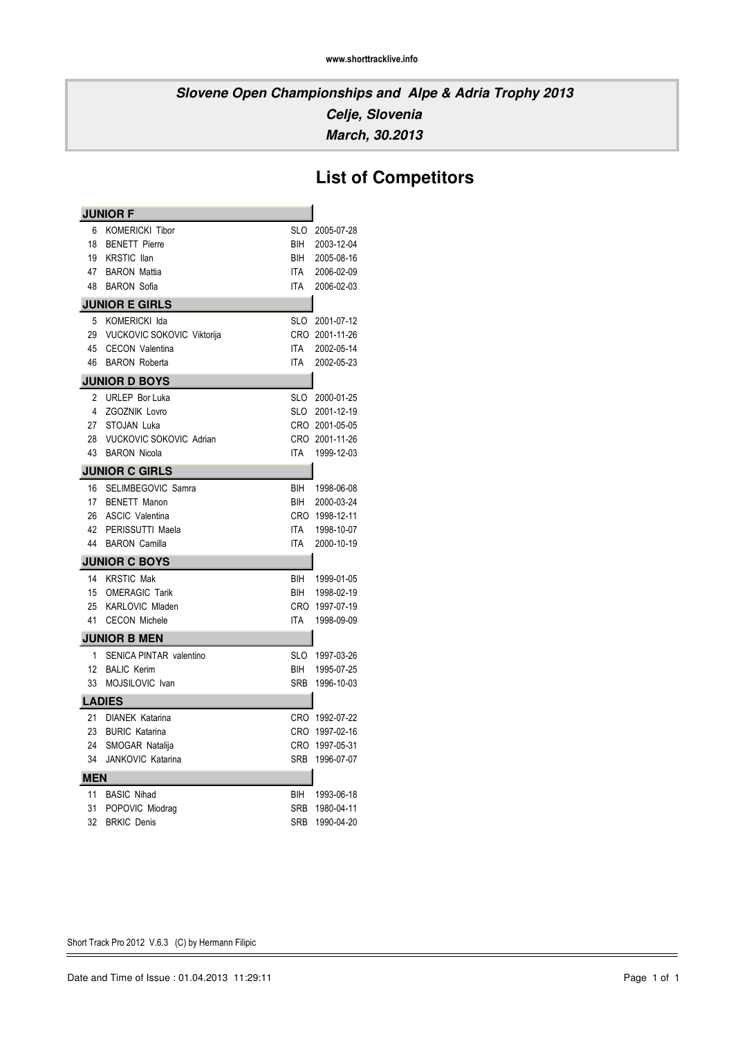www.shorttracklive.info

## *Slovene Open Championships and Alpe & Adria Trophy 2013*
## *Celje, Slovenia*
## *March, 30.2013*

# List of Competitors

### JUNIOR F

| | | | |
|---|---|---|---|
| 6 | KOMERICKI Tibor | SLO | 2005-07-28 |
| 18 | BENETT Pierre | BIH | 2003-12-04 |
| 19 | KRSTIC Ilan | BIH | 2005-08-16 |
| 47 | BARON Mattia | ITA | 2006-02-09 |
| 48 | BARON Sofia | ITA | 2006-02-03 |

### JUNIOR E GIRLS

| | | | |
|---|---|---|---|
| 5 | KOMERICKI Ida | SLO | 2001-07-12 |
| 29 | VUCKOVIC SOKOVIC Viktorija | CRO | 2001-11-26 |
| 45 | CECON Valentina | ITA | 2002-05-14 |
| 46 | BARON Roberta | ITA | 2002-05-23 |

### JUNIOR D BOYS

| | | | |
|---|---|---|---|
| 2 | URLEP Bor Luka | SLO | 2000-01-25 |
| 4 | ZGOZNIK Lovro | SLO | 2001-12-19 |
| 27 | STOJAN Luka | CRO | 2001-05-05 |
| 28 | VUCKOVIC SOKOVIC Adrian | CRO | 2001-11-26 |
| 43 | BARON Nicola | ITA | 1999-12-03 |

### JUNIOR C GIRLS

| | | | |
|---|---|---|---|
| 16 | SELIMBEGOVIC Samra | BIH | 1998-06-08 |
| 17 | BENETT Manon | BIH | 2000-03-24 |
| 26 | ASCIC Valentina | CRO | 1998-12-11 |
| 42 | PERISSUTTI Maela | ITA | 1998-10-07 |
| 44 | BARON Camilla | ITA | 2000-10-19 |

### JUNIOR C BOYS

| | | | |
|---|---|---|---|
| 14 | KRSTIC Mak | BIH | 1999-01-05 |
| 15 | OMERAGIC Tarik | BIH | 1998-02-19 |
| 25 | KARLOVIC Mladen | CRO | 1997-07-19 |
| 41 | CECON Michele | ITA | 1998-09-09 |

### JUNIOR B MEN

| | | | |
|---|---|---|---|
| 1 | SENICA PINTAR valentino | SLO | 1997-03-26 |
| 12 | BALIC Kerim | BIH | 1995-07-25 |
| 33 | MOJSILOVIC Ivan | SRB | 1996-10-03 |

### LADIES

| | | | |
|---|---|---|---|
| 21 | DIANEK Katarina | CRO | 1992-07-22 |
| 23 | BURIC Katarina | CRO | 1997-02-16 |
| 24 | SMOGAR Natalija | CRO | 1997-05-31 |
| 34 | JANKOVIC Katarina | SRB | 1996-07-07 |

### MEN

| | | | |
|---|---|---|---|
| 11 | BASIC Nihad | BIH | 1993-06-18 |
| 31 | POPOVIC Miodrag | SRB | 1980-04-11 |
| 32 | BRKIC Denis | SRB | 1990-04-20 |

Short Track Pro 2012 V.6.3 (C) by Hermann Filipic

Date and Time of Issue : 01.04.2013 11:29:11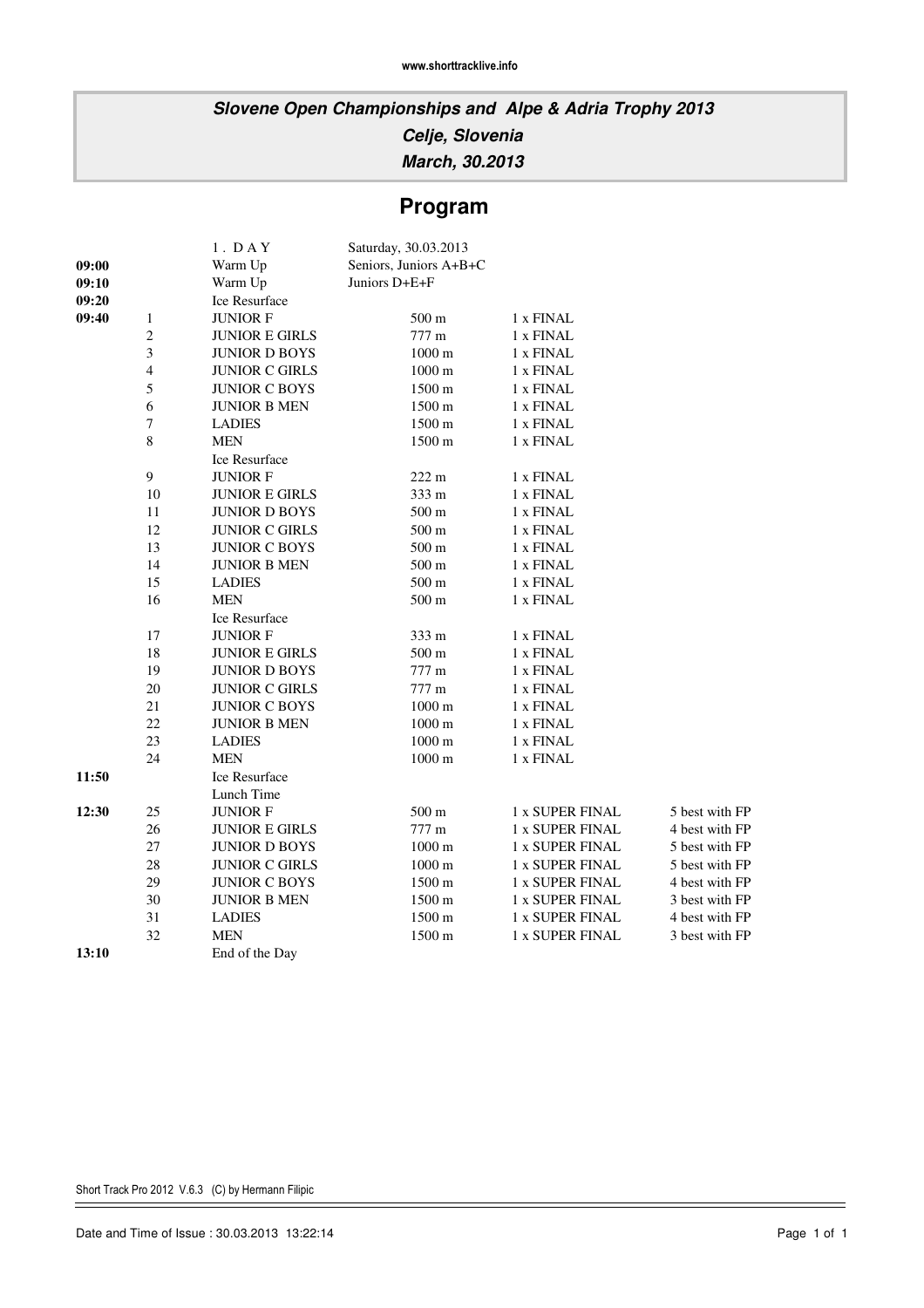www.shorttracklive.info

**_Slovene Open Championships and Alpe & Adria Trophy 2013_**
**_Celje, Slovenia_**
**_March, 30.2013_**

# Program

| | | | | | |
|---|---|---|---|---|---|
| | | 1 . D A Y | Saturday, 30.03.2013 | | |
| **09:00** | | Warm Up | Seniors, Juniors A+B+C | | |
| **09:10** | | Warm Up | Juniors D+E+F | | |
| **09:20** | | Ice Resurface | | | |
| **09:40** | 1 | JUNIOR F | 500 m | 1 x FINAL | |
| | 2 | JUNIOR E GIRLS | 777 m | 1 x FINAL | |
| | 3 | JUNIOR D BOYS | 1000 m | 1 x FINAL | |
| | 4 | JUNIOR C GIRLS | 1000 m | 1 x FINAL | |
| | 5 | JUNIOR C BOYS | 1500 m | 1 x FINAL | |
| | 6 | JUNIOR B MEN | 1500 m | 1 x FINAL | |
| | 7 | LADIES | 1500 m | 1 x FINAL | |
| | 8 | MEN | 1500 m | 1 x FINAL | |
| | | Ice Resurface | | | |
| | 9 | JUNIOR F | 222 m | 1 x FINAL | |
| | 10 | JUNIOR E GIRLS | 333 m | 1 x FINAL | |
| | 11 | JUNIOR D BOYS | 500 m | 1 x FINAL | |
| | 12 | JUNIOR C GIRLS | 500 m | 1 x FINAL | |
| | 13 | JUNIOR C BOYS | 500 m | 1 x FINAL | |
| | 14 | JUNIOR B MEN | 500 m | 1 x FINAL | |
| | 15 | LADIES | 500 m | 1 x FINAL | |
| | 16 | MEN | 500 m | 1 x FINAL | |
| | | Ice Resurface | | | |
| | 17 | JUNIOR F | 333 m | 1 x FINAL | |
| | 18 | JUNIOR E GIRLS | 500 m | 1 x FINAL | |
| | 19 | JUNIOR D BOYS | 777 m | 1 x FINAL | |
| | 20 | JUNIOR C GIRLS | 777 m | 1 x FINAL | |
| | 21 | JUNIOR C BOYS | 1000 m | 1 x FINAL | |
| | 22 | JUNIOR B MEN | 1000 m | 1 x FINAL | |
| | 23 | LADIES | 1000 m | 1 x FINAL | |
| | 24 | MEN | 1000 m | 1 x FINAL | |
| **11:50** | | Ice Resurface | | | |
| | | Lunch Time | | | |
| **12:30** | 25 | JUNIOR F | 500 m | 1 x SUPER FINAL | 5 best with FP |
| | 26 | JUNIOR E GIRLS | 777 m | 1 x SUPER FINAL | 4 best with FP |
| | 27 | JUNIOR D BOYS | 1000 m | 1 x SUPER FINAL | 5 best with FP |
| | 28 | JUNIOR C GIRLS | 1000 m | 1 x SUPER FINAL | 5 best with FP |
| | 29 | JUNIOR C BOYS | 1500 m | 1 x SUPER FINAL | 4 best with FP |
| | 30 | JUNIOR B MEN | 1500 m | 1 x SUPER FINAL | 3 best with FP |
| | 31 | LADIES | 1500 m | 1 x SUPER FINAL | 4 best with FP |
| | 32 | MEN | 1500 m | 1 x SUPER FINAL | 3 best with FP |
| **13:10** | | End of the Day | | | |

Short Track Pro 2012 V.6.3 (C) by Hermann Filipic

Date and Time of Issue : 30.03.2013 13:22:14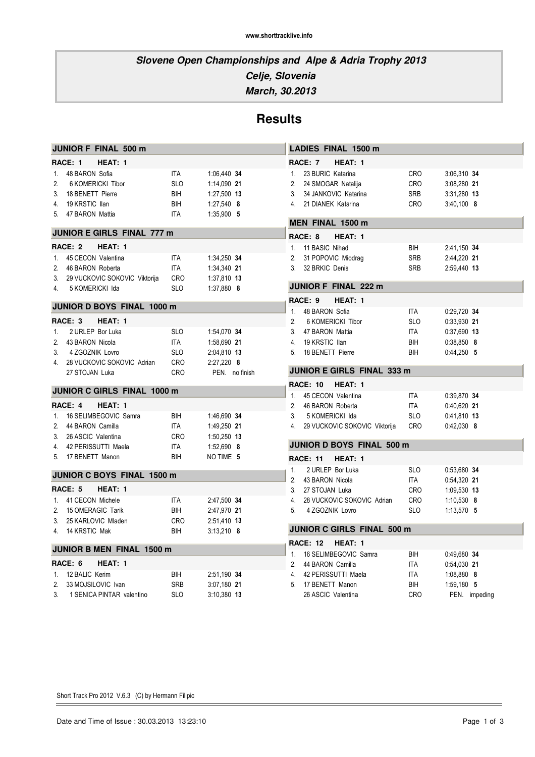www.shorttracklive.info

## Slovene Open Championships and Alpe & Adria Trophy 2013
## Celje, Slovenia
## March, 30.2013

# Results

### JUNIOR F FINAL 500 m

**RACE: 1 HEAT: 1**

| Rank | Name | Nat | Time | Points |
|---|---|---|---|---|
| 1. | 48 BARON Sofia | ITA | 1:06,440 | 34 |
| 2. | 6 KOMERICKI Tibor | SLO | 1:14,090 | 21 |
| 3. | 18 BENETT Pierre | BIH | 1:27,500 | 13 |
| 4. | 19 KRSTIC Ilan | BIH | 1:27,540 | 8 |
| 5. | 47 BARON Mattia | ITA | 1:35,900 | 5 |

### JUNIOR E GIRLS FINAL 777 m

**RACE: 2 HEAT: 1**

| Rank | Name | Nat | Time | Points |
|---|---|---|---|---|
| 1. | 45 CECON Valentina | ITA | 1:34,250 | 34 |
| 2. | 46 BARON Roberta | ITA | 1:34,340 | 21 |
| 3. | 29 VUCKOVIC SOKOVIC Viktorija | CRO | 1:37,810 | 13 |
| 4. | 5 KOMERICKI Ida | SLO | 1:37,880 | 8 |

### JUNIOR D BOYS FINAL 1000 m

**RACE: 3 HEAT: 1**

| Rank | Name | Nat | Time | Points |
|---|---|---|---|---|
| 1. | 2 URLEP Bor Luka | SLO | 1:54,070 | 34 |
| 2. | 43 BARON Nicola | ITA | 1:58,690 | 21 |
| 3. | 4 ZGOZNIK Lovro | SLO | 2:04,810 | 13 |
| 4. | 28 VUCKOVIC SOKOVIC Adrian | CRO | 2:27,220 | 8 |
| | 27 STOJAN Luka | CRO | PEN. | no finish |

### JUNIOR C GIRLS FINAL 1000 m

**RACE: 4 HEAT: 1**

| Rank | Name | Nat | Time | Points |
|---|---|---|---|---|
| 1. | 16 SELIMBEGOVIC Samra | BIH | 1:46,690 | 34 |
| 2. | 44 BARON Camilla | ITA | 1:49,250 | 21 |
| 3. | 26 ASCIC Valentina | CRO | 1:50,250 | 13 |
| 4. | 42 PERISSUTTI Maela | ITA | 1:52,690 | 8 |
| 5. | 17 BENETT Manon | BIH | NO TIME | 5 |

### JUNIOR C BOYS FINAL 1500 m

**RACE: 5 HEAT: 1**

| Rank | Name | Nat | Time | Points |
|---|---|---|---|---|
| 1. | 41 CECON Michele | ITA | 2:47,500 | 34 |
| 2. | 15 OMERAGIC Tarik | BIH | 2:47,970 | 21 |
| 3. | 25 KARLOVIC Mladen | CRO | 2:51,410 | 13 |
| 4. | 14 KRSTIC Mak | BIH | 3:13,210 | 8 |

### JUNIOR B MEN FINAL 1500 m

**RACE: 6 HEAT: 1**

| Rank | Name | Nat | Time | Points |
|---|---|---|---|---|
| 1. | 12 BALIC Kerim | BIH | 2:51,190 | 34 |
| 2. | 33 MOJSILOVIC Ivan | SRB | 3:07,180 | 21 |
| 3. | 1 SENICA PINTAR valentino | SLO | 3:10,380 | 13 |

### LADIES FINAL 1500 m

**RACE: 7 HEAT: 1**

| Rank | Name | Nat | Time | Points |
|---|---|---|---|---|
| 1. | 23 BURIC Katarina | CRO | 3:06,310 | 34 |
| 2. | 24 SMOGAR Natalija | CRO | 3:08,280 | 21 |
| 3. | 34 JANKOVIC Katarina | SRB | 3:31,280 | 13 |
| 4. | 21 DIANEK Katarina | CRO | 3:40,100 | 8 |

### MEN FINAL 1500 m

**RACE: 8 HEAT: 1**

| Rank | Name | Nat | Time | Points |
|---|---|---|---|---|
| 1. | 11 BASIC Nihad | BIH | 2:41,150 | 34 |
| 2. | 31 POPOVIC Miodrag | SRB | 2:44,220 | 21 |
| 3. | 32 BRKIC Denis | SRB | 2:59,440 | 13 |

### JUNIOR F FINAL 222 m

**RACE: 9 HEAT: 1**

| Rank | Name | Nat | Time | Points |
|---|---|---|---|---|
| 1. | 48 BARON Sofia | ITA | 0:29,720 | 34 |
| 2. | 6 KOMERICKI Tibor | SLO | 0:33,930 | 21 |
| 3. | 47 BARON Mattia | ITA | 0:37,690 | 13 |
| 4. | 19 KRSTIC Ilan | BIH | 0:38,850 | 8 |
| 5. | 18 BENETT Pierre | BIH | 0:44,250 | 5 |

### JUNIOR E GIRLS FINAL 333 m

**RACE: 10 HEAT: 1**

| Rank | Name | Nat | Time | Points |
|---|---|---|---|---|
| 1. | 45 CECON Valentina | ITA | 0:39,870 | 34 |
| 2. | 46 BARON Roberta | ITA | 0:40,620 | 21 |
| 3. | 5 KOMERICKI Ida | SLO | 0:41,810 | 13 |
| 4. | 29 VUCKOVIC SOKOVIC Viktorija | CRO | 0:42,030 | 8 |

### JUNIOR D BOYS FINAL 500 m

**RACE: 11 HEAT: 1**

| Rank | Name | Nat | Time | Points |
|---|---|---|---|---|
| 1. | 2 URLEP Bor Luka | SLO | 0:53,680 | 34 |
| 2. | 43 BARON Nicola | ITA | 0:54,320 | 21 |
| 3. | 27 STOJAN Luka | CRO | 1:09,530 | 13 |
| 4. | 28 VUCKOVIC SOKOVIC Adrian | CRO | 1:10,530 | 8 |
| 5. | 4 ZGOZNIK Lovro | SLO | 1:13,570 | 5 |

### JUNIOR C GIRLS FINAL 500 m

**RACE: 12 HEAT: 1**

| Rank | Name | Nat | Time | Points |
|---|---|---|---|---|
| 1. | 16 SELIMBEGOVIC Samra | BIH | 0:49,680 | 34 |
| 2. | 44 BARON Camilla | ITA | 0:54,030 | 21 |
| 4. | 42 PERISSUTTI Maela | ITA | 1:08,880 | 8 |
| 5. | 17 BENETT Manon | BIH | 1:59,180 | 5 |
| | 26 ASCIC Valentina | CRO | PEN. | impeding |

Short Track Pro 2012 V.6.3 (C) by Hermann Filipic

Date and Time of Issue : 30.03.2013 13:23:10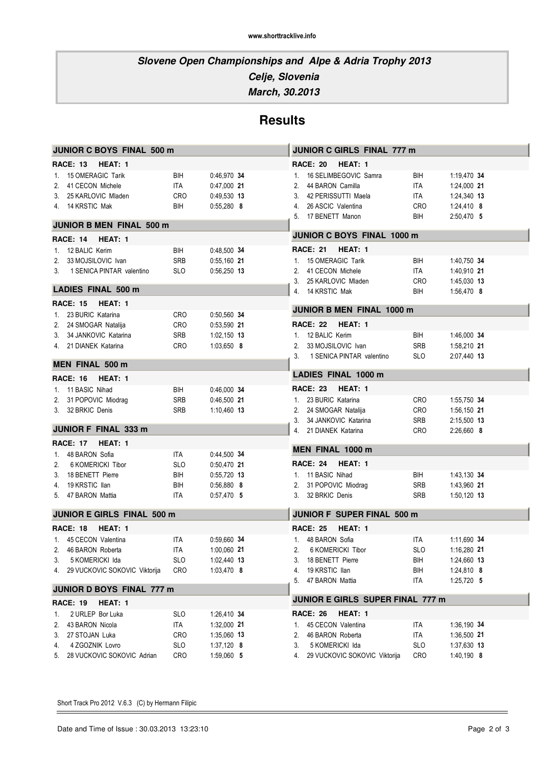## Slovene Open Championships and Alpe & Adria Trophy 2013
### Celje, Slovenia
### March, 30.2013

# Results

### JUNIOR C BOYS FINAL 500 m

**RACE: 13 HEAT: 1**

| Rank | Name | Nation | Time | Points |
|---|---|---|---|---|
| 1. | 15 OMERAGIC Tarik | BIH | 0:46,970 | 34 |
| 2. | 41 CECON Michele | ITA | 0:47,000 | 21 |
| 3. | 25 KARLOVIC Mladen | CRO | 0:49,530 | 13 |
| 4. | 14 KRSTIC Mak | BIH | 0:55,280 | 8 |

### JUNIOR B MEN FINAL 500 m

**RACE: 14 HEAT: 1**

| Rank | Name | Nation | Time | Points |
|---|---|---|---|---|
| 1. | 12 BALIC Kerim | BIH | 0:48,500 | 34 |
| 2. | 33 MOJSILOVIC Ivan | SRB | 0:55,160 | 21 |
| 3. | 1 SENICA PINTAR valentino | SLO | 0:56,250 | 13 |

### LADIES FINAL 500 m

**RACE: 15 HEAT: 1**

| Rank | Name | Nation | Time | Points |
|---|---|---|---|---|
| 1. | 23 BURIC Katarina | CRO | 0:50,560 | 34 |
| 2. | 24 SMOGAR Natalija | CRO | 0:53,590 | 21 |
| 3. | 34 JANKOVIC Katarina | SRB | 1:02,150 | 13 |
| 4. | 21 DIANEK Katarina | CRO | 1:03,650 | 8 |

### MEN FINAL 500 m

**RACE: 16 HEAT: 1**

| Rank | Name | Nation | Time | Points |
|---|---|---|---|---|
| 1. | 11 BASIC Nihad | BIH | 0:46,000 | 34 |
| 2. | 31 POPOVIC Miodrag | SRB | 0:46,500 | 21 |
| 3. | 32 BRKIC Denis | SRB | 1:10,460 | 13 |

### JUNIOR F FINAL 333 m

**RACE: 17 HEAT: 1**

| Rank | Name | Nation | Time | Points |
|---|---|---|---|---|
| 1. | 48 BARON Sofia | ITA | 0:44,500 | 34 |
| 2. | 6 KOMERICKI Tibor | SLO | 0:50,470 | 21 |
| 3. | 18 BENETT Pierre | BIH | 0:55,720 | 13 |
| 4. | 19 KRSTIC Ilan | BIH | 0:56,880 | 8 |
| 5. | 47 BARON Mattia | ITA | 0:57,470 | 5 |

### JUNIOR E GIRLS FINAL 500 m

**RACE: 18 HEAT: 1**

| Rank | Name | Nation | Time | Points |
|---|---|---|---|---|
| 1. | 45 CECON Valentina | ITA | 0:59,660 | 34 |
| 2. | 46 BARON Roberta | ITA | 1:00,060 | 21 |
| 3. | 5 KOMERICKI Ida | SLO | 1:02,440 | 13 |
| 4. | 29 VUCKOVIC SOKOVIC Viktorija | CRO | 1:03,470 | 8 |

### JUNIOR D BOYS FINAL 777 m

**RACE: 19 HEAT: 1**

| Rank | Name | Nation | Time | Points |
|---|---|---|---|---|
| 1. | 2 URLEP Bor Luka | SLO | 1:26,410 | 34 |
| 2. | 43 BARON Nicola | ITA | 1:32,000 | 21 |
| 3. | 27 STOJAN Luka | CRO | 1:35,060 | 13 |
| 4. | 4 ZGOZNIK Lovro | SLO | 1:37,120 | 8 |
| 5. | 28 VUCKOVIC SOKOVIC Adrian | CRO | 1:59,060 | 5 |

### JUNIOR C GIRLS FINAL 777 m

**RACE: 20 HEAT: 1**

| Rank | Name | Nation | Time | Points |
|---|---|---|---|---|
| 1. | 16 SELIMBEGOVIC Samra | BIH | 1:19,470 | 34 |
| 2. | 44 BARON Camilla | ITA | 1:24,000 | 21 |
| 3. | 42 PERISSUTTI Maela | ITA | 1:24,340 | 13 |
| 4. | 26 ASCIC Valentina | CRO | 1:24,410 | 8 |
| 5. | 17 BENETT Manon | BIH | 2:50,470 | 5 |

### JUNIOR C BOYS FINAL 1000 m

**RACE: 21 HEAT: 1**

| Rank | Name | Nation | Time | Points |
|---|---|---|---|---|
| 1. | 15 OMERAGIC Tarik | BIH | 1:40,750 | 34 |
| 2. | 41 CECON Michele | ITA | 1:40,910 | 21 |
| 3. | 25 KARLOVIC Mladen | CRO | 1:45,030 | 13 |
| 4. | 14 KRSTIC Mak | BIH | 1:56,470 | 8 |

### JUNIOR B MEN FINAL 1000 m

**RACE: 22 HEAT: 1**

| Rank | Name | Nation | Time | Points |
|---|---|---|---|---|
| 1. | 12 BALIC Kerim | BIH | 1:46,000 | 34 |
| 2. | 33 MOJSILOVIC Ivan | SRB | 1:58,210 | 21 |
| 3. | 1 SENICA PINTAR valentino | SLO | 2:07,440 | 13 |

### LADIES FINAL 1000 m

**RACE: 23 HEAT: 1**

| Rank | Name | Nation | Time | Points |
|---|---|---|---|---|
| 1. | 23 BURIC Katarina | CRO | 1:55,750 | 34 |
| 2. | 24 SMOGAR Natalija | CRO | 1:56,150 | 21 |
| 3. | 34 JANKOVIC Katarina | SRB | 2:15,500 | 13 |
| 4. | 21 DIANEK Katarina | CRO | 2:26,660 | 8 |

### MEN FINAL 1000 m

**RACE: 24 HEAT: 1**

| Rank | Name | Nation | Time | Points |
|---|---|---|---|---|
| 1. | 11 BASIC Nihad | BIH | 1:43,130 | 34 |
| 2. | 31 POPOVIC Miodrag | SRB | 1:43,960 | 21 |
| 3. | 32 BRKIC Denis | SRB | 1:50,120 | 13 |

### JUNIOR F SUPER FINAL 500 m

**RACE: 25 HEAT: 1**

| Rank | Name | Nation | Time | Points |
|---|---|---|---|---|
| 1. | 48 BARON Sofia | ITA | 1:11,690 | 34 |
| 2. | 6 KOMERICKI Tibor | SLO | 1:16,280 | 21 |
| 3. | 18 BENETT Pierre | BIH | 1:24,660 | 13 |
| 4. | 19 KRSTIC Ilan | BIH | 1:24,810 | 8 |
| 5. | 47 BARON Mattia | ITA | 1:25,720 | 5 |

### JUNIOR E GIRLS SUPER FINAL 777 m

**RACE: 26 HEAT: 1**

| Rank | Name | Nation | Time | Points |
|---|---|---|---|---|
| 1. | 45 CECON Valentina | ITA | 1:36,190 | 34 |
| 2. | 46 BARON Roberta | ITA | 1:36,500 | 21 |
| 3. | 5 KOMERICKI Ida | SLO | 1:37,630 | 13 |
| 4. | 29 VUCKOVIC SOKOVIC Viktorija | CRO | 1:40,190 | 8 |

Short Track Pro 2012 V.6.3 (C) by Hermann Filipic

Date and Time of Issue : 30.03.2013 13:23:10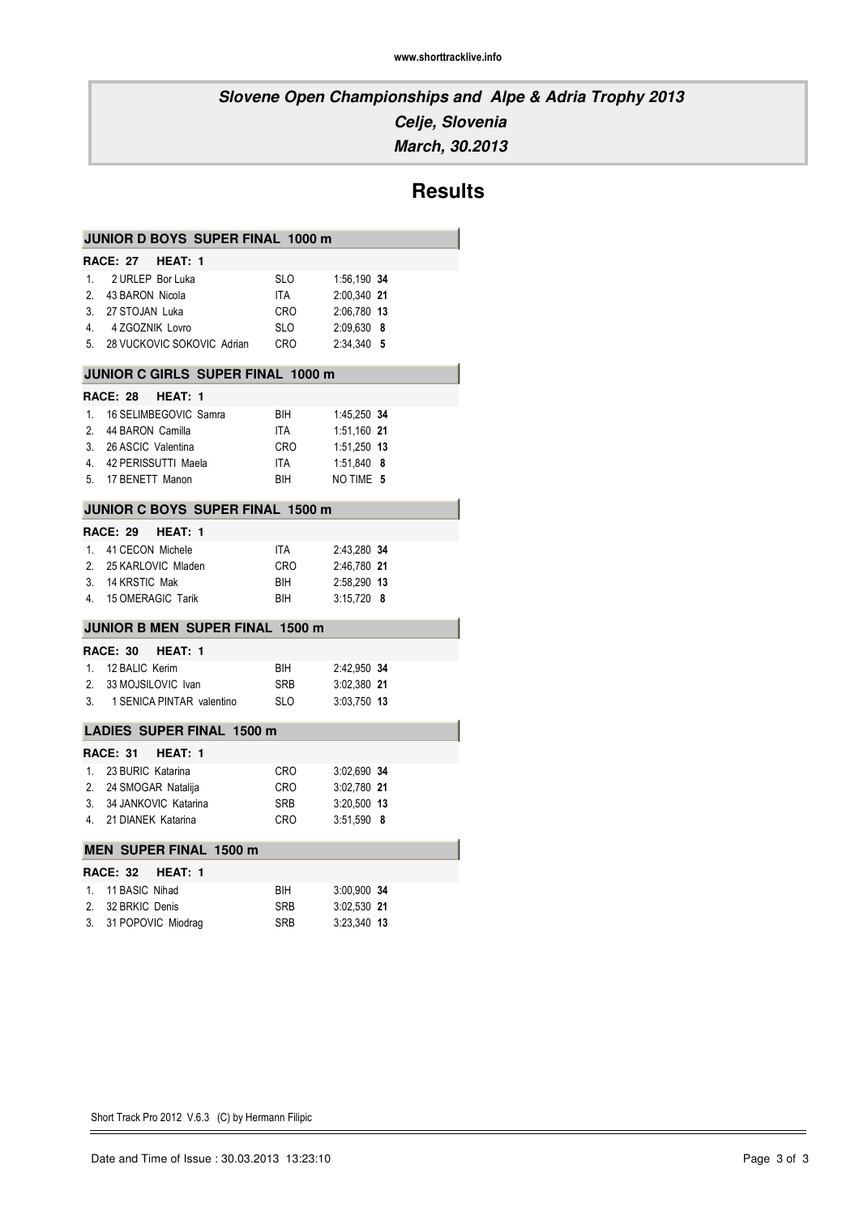## *Slovene Open Championships and Alpe & Adria Trophy 2013*
## *Celje, Slovenia*
## *March, 30.2013*

# Results

### JUNIOR D BOYS SUPER FINAL 1000 m

**RACE: 27 HEAT: 1**

| | | | | |
|---|---|---|---|---|
| 1. | 2 URLEP Bor Luka | SLO | 1:56,190 | **34** |
| 2. | 43 BARON Nicola | ITA | 2:00,340 | **21** |
| 3. | 27 STOJAN Luka | CRO | 2:06,780 | **13** |
| 4. | 4 ZGOZNIK Lovro | SLO | 2:09,630 | **8** |
| 5. | 28 VUCKOVIC SOKOVIC Adrian | CRO | 2:34,340 | **5** |

### JUNIOR C GIRLS SUPER FINAL 1000 m

**RACE: 28 HEAT: 1**

| | | | | |
|---|---|---|---|---|
| 1. | 16 SELIMBEGOVIC Samra | BIH | 1:45,250 | **34** |
| 2. | 44 BARON Camilla | ITA | 1:51,160 | **21** |
| 3. | 26 ASCIC Valentina | CRO | 1:51,250 | **13** |
| 4. | 42 PERISSUTTI Maela | ITA | 1:51,840 | **8** |
| 5. | 17 BENETT Manon | BIH | NO TIME | **5** |

### JUNIOR C BOYS SUPER FINAL 1500 m

**RACE: 29 HEAT: 1**

| | | | | |
|---|---|---|---|---|
| 1. | 41 CECON Michele | ITA | 2:43,280 | **34** |
| 2. | 25 KARLOVIC Mladen | CRO | 2:46,780 | **21** |
| 3. | 14 KRSTIC Mak | BIH | 2:58,290 | **13** |
| 4. | 15 OMERAGIC Tarik | BIH | 3:15,720 | **8** |

### JUNIOR B MEN SUPER FINAL 1500 m

**RACE: 30 HEAT: 1**

| | | | | |
|---|---|---|---|---|
| 1. | 12 BALIC Kerim | BIH | 2:42,950 | **34** |
| 2. | 33 MOJSILOVIC Ivan | SRB | 3:02,380 | **21** |
| 3. | 1 SENICA PINTAR valentino | SLO | 3:03,750 | **13** |

### LADIES SUPER FINAL 1500 m

**RACE: 31 HEAT: 1**

| | | | | |
|---|---|---|---|---|
| 1. | 23 BURIC Katarina | CRO | 3:02,690 | **34** |
| 2. | 24 SMOGAR Natalija | CRO | 3:02,780 | **21** |
| 3. | 34 JANKOVIC Katarina | SRB | 3:20,500 | **13** |
| 4. | 21 DIANEK Katarina | CRO | 3:51,590 | **8** |

### MEN SUPER FINAL 1500 m

**RACE: 32 HEAT: 1**

| | | | | |
|---|---|---|---|---|
| 1. | 11 BASIC Nihad | BIH | 3:00,900 | **34** |
| 2. | 32 BRKIC Denis | SRB | 3:02,530 | **21** |
| 3. | 31 POPOVIC Miodrag | SRB | 3:23,340 | **13** |

Short Track Pro 2012 V.6.3 (C) by Hermann Filipic

Date and Time of Issue : 30.03.2013 13:23:10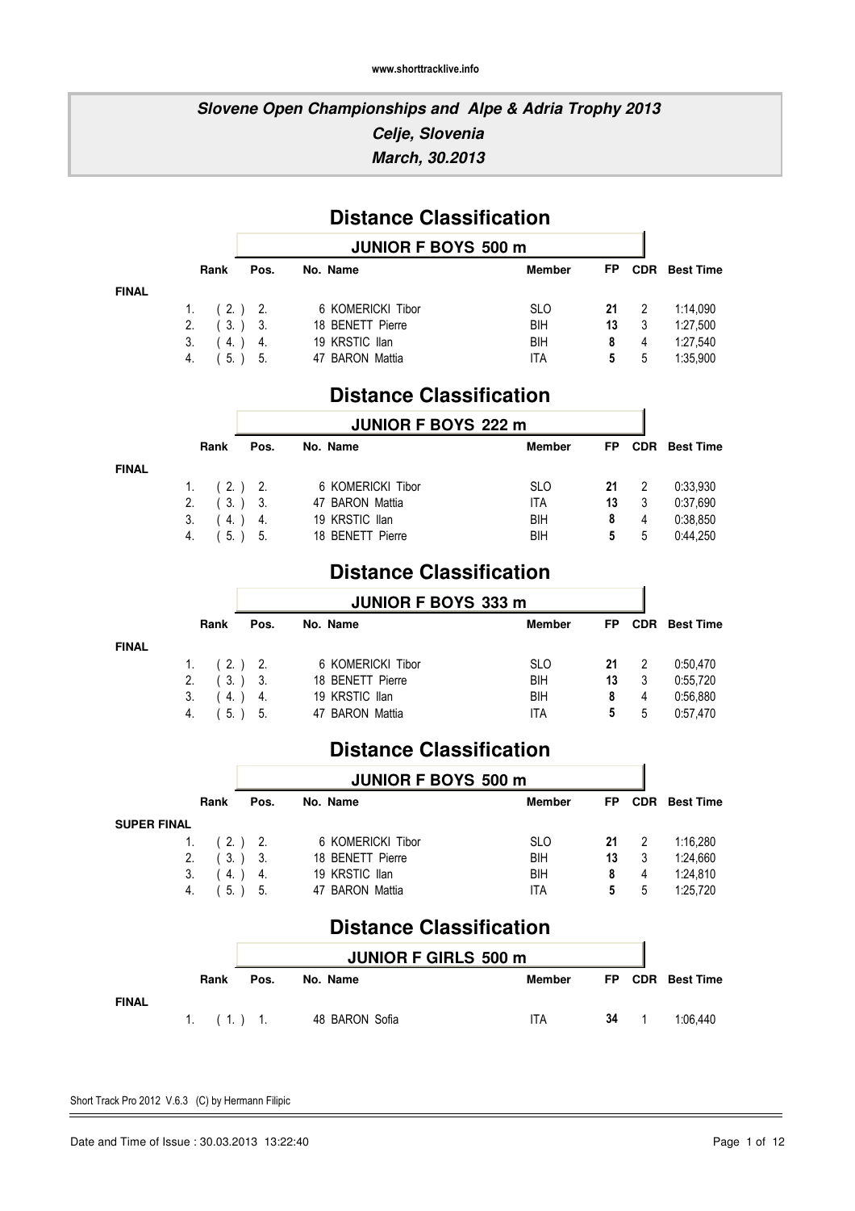www.shorttracklive.info

## *Slovene Open Championships and Alpe & Adria Trophy 2013*
## *Celje, Slovenia*
## *March, 30.2013*

# Distance Classification

### JUNIOR F BOYS 500 m

| | Rank | Pos. | No. | Name | Member | FP | CDR | Best Time |
|---|---|---|---|---|---|---|---|---|
| **FINAL** | | | | | | | | |
| | 1. | ( 2. ) | 2. 6 | KOMERICKI Tibor | SLO | **21** | 2 | 1:14,090 |
| | 2. | ( 3. ) | 3. 18 | BENETT Pierre | BIH | **13** | 3 | 1:27,500 |
| | 3. | ( 4. ) | 4. 19 | KRSTIC Ilan | BIH | **8** | 4 | 1:27,540 |
| | 4. | ( 5. ) | 5. 47 | BARON Mattia | ITA | **5** | 5 | 1:35,900 |

# Distance Classification

### JUNIOR F BOYS 222 m

| | Rank | Pos. | No. | Name | Member | FP | CDR | Best Time |
|---|---|---|---|---|---|---|---|---|
| **FINAL** | | | | | | | | |
| | 1. | ( 2. ) | 2. 6 | KOMERICKI Tibor | SLO | **21** | 2 | 0:33,930 |
| | 2. | ( 3. ) | 3. 47 | BARON Mattia | ITA | **13** | 3 | 0:37,690 |
| | 3. | ( 4. ) | 4. 19 | KRSTIC Ilan | BIH | **8** | 4 | 0:38,850 |
| | 4. | ( 5. ) | 5. 18 | BENETT Pierre | BIH | **5** | 5 | 0:44,250 |

# Distance Classification

### JUNIOR F BOYS 333 m

| | Rank | Pos. | No. | Name | Member | FP | CDR | Best Time |
|---|---|---|---|---|---|---|---|---|
| **FINAL** | | | | | | | | |
| | 1. | ( 2. ) | 2. 6 | KOMERICKI Tibor | SLO | **21** | 2 | 0:50,470 |
| | 2. | ( 3. ) | 3. 18 | BENETT Pierre | BIH | **13** | 3 | 0:55,720 |
| | 3. | ( 4. ) | 4. 19 | KRSTIC Ilan | BIH | **8** | 4 | 0:56,880 |
| | 4. | ( 5. ) | 5. 47 | BARON Mattia | ITA | **5** | 5 | 0:57,470 |

# Distance Classification

### JUNIOR F BOYS 500 m

| | Rank | Pos. | No. | Name | Member | FP | CDR | Best Time |
|---|---|---|---|---|---|---|---|---|
| **SUPER FINAL** | | | | | | | | |
| | 1. | ( 2. ) | 2. 6 | KOMERICKI Tibor | SLO | **21** | 2 | 1:16,280 |
| | 2. | ( 3. ) | 3. 18 | BENETT Pierre | BIH | **13** | 3 | 1:24,660 |
| | 3. | ( 4. ) | 4. 19 | KRSTIC Ilan | BIH | **8** | 4 | 1:24,810 |
| | 4. | ( 5. ) | 5. 47 | BARON Mattia | ITA | **5** | 5 | 1:25,720 |

# Distance Classification

### JUNIOR F GIRLS 500 m

| | Rank | Pos. | No. | Name | Member | FP | CDR | Best Time |
|---|---|---|---|---|---|---|---|---|
| **FINAL** | | | | | | | | |
| | 1. | ( 1. ) | 1. 48 | BARON Sofia | ITA | **34** | 1 | 1:06,440 |

Short Track Pro 2012 V.6.3 (C) by Hermann Filipic

Date and Time of Issue : 30.03.2013 13:22:40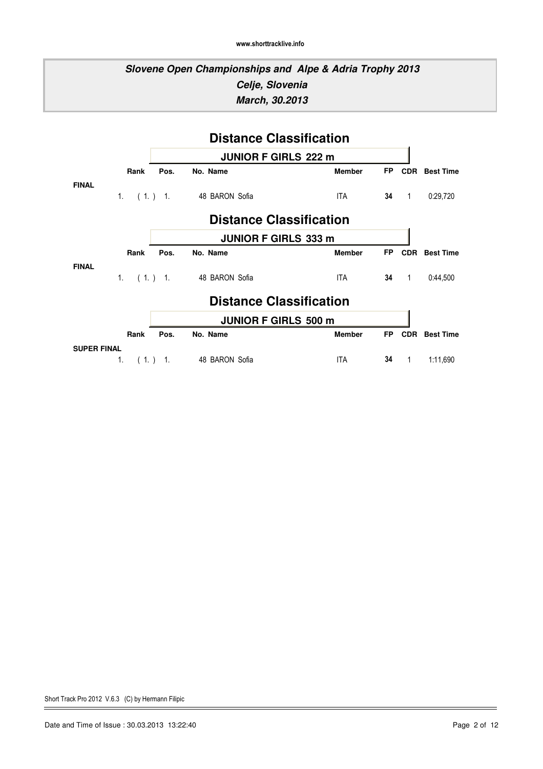www.shorttracklive.info

# Slovene Open Championships and Alpe & Adria Trophy 2013
## Celje, Slovenia
## March, 30.2013

## Distance Classification

### JUNIOR F GIRLS 222 m

| | Rank | Pos. | No. | Name | Member | FP | CDR | Best Time |
|---|---|---|---|---|---|---|---|---|
| **FINAL** | | | | | | | | |
| 1. | ( 1. ) | 1. | 48 | BARON Sofia | ITA | **34** | 1 | 0:29,720 |

## Distance Classification

### JUNIOR F GIRLS 333 m

| | Rank | Pos. | No. | Name | Member | FP | CDR | Best Time |
|---|---|---|---|---|---|---|---|---|
| **FINAL** | | | | | | | | |
| 1. | ( 1. ) | 1. | 48 | BARON Sofia | ITA | **34** | 1 | 0:44,500 |

## Distance Classification

### JUNIOR F GIRLS 500 m

| | Rank | Pos. | No. | Name | Member | FP | CDR | Best Time |
|---|---|---|---|---|---|---|---|---|
| **SUPER FINAL** | | | | | | | | |
| 1. | ( 1. ) | 1. | 48 | BARON Sofia | ITA | **34** | 1 | 1:11,690 |

Short Track Pro 2012 V.6.3 (C) by Hermann Filipic

Date and Time of Issue : 30.03.2013 13:22:40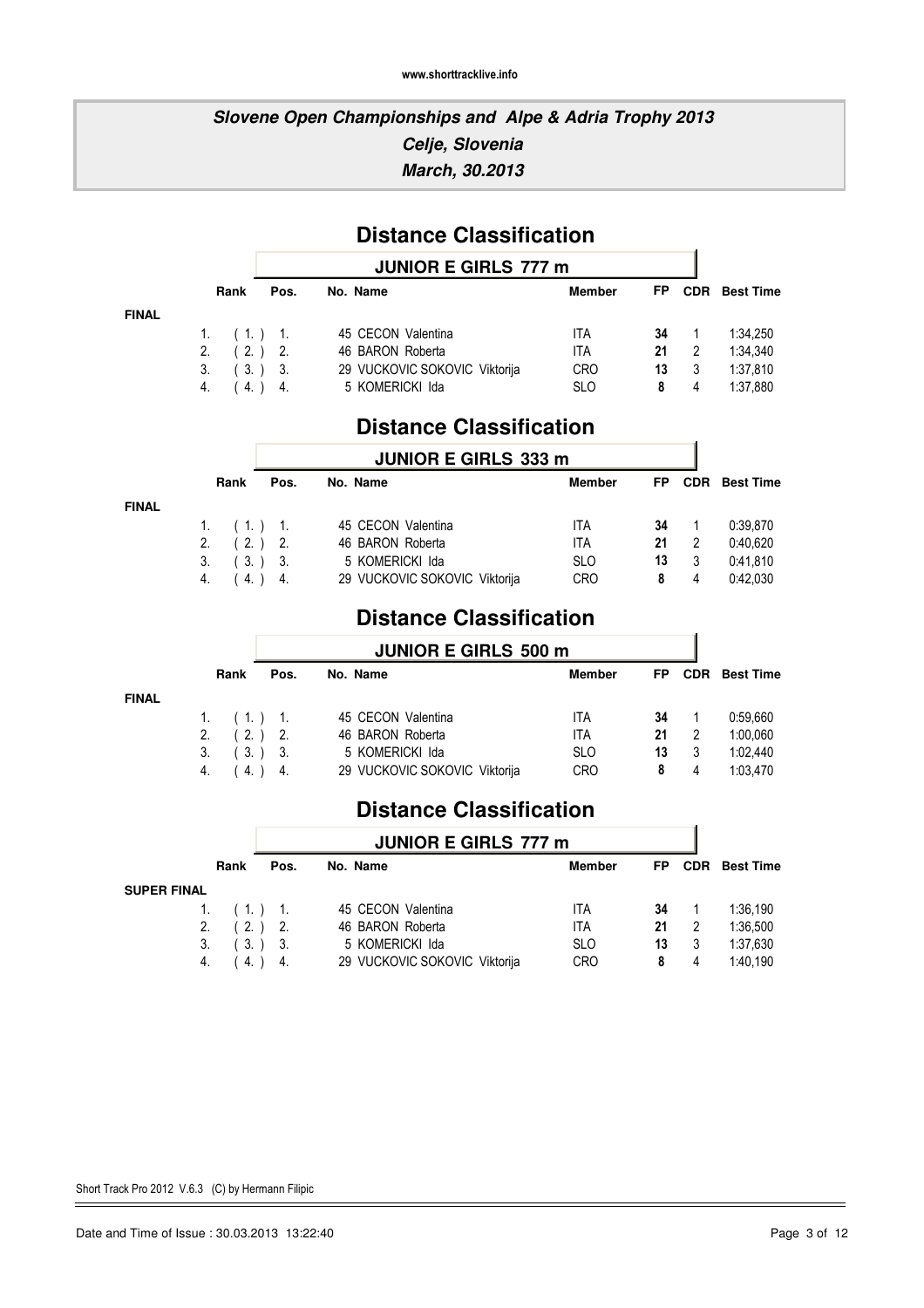# Slovene Open Championships and Alpe & Adria Trophy 2013

***Celje, Slovenia***

***March, 30.2013***

## Distance Classification

### JUNIOR E GIRLS 777 m

| | Rank | Pos. | No. | Name | Member | FP | CDR | Best Time |
|---|---|---|---|---|---|---|---|---|
| **FINAL** | | | | | | | | |
| 1. | ( 1. ) | 1. | 45 | CECON Valentina | ITA | **34** | 1 | 1:34,250 |
| 2. | ( 2. ) | 2. | 46 | BARON Roberta | ITA | **21** | 2 | 1:34,340 |
| 3. | ( 3. ) | 3. | 29 | VUCKOVIC SOKOVIC Viktorija | CRO | **13** | 3 | 1:37,810 |
| 4. | ( 4. ) | 4. | 5 | KOMERICKI Ida | SLO | **8** | 4 | 1:37,880 |

## Distance Classification

### JUNIOR E GIRLS 333 m

| | Rank | Pos. | No. | Name | Member | FP | CDR | Best Time |
|---|---|---|---|---|---|---|---|---|
| **FINAL** | | | | | | | | |
| 1. | ( 1. ) | 1. | 45 | CECON Valentina | ITA | **34** | 1 | 0:39,870 |
| 2. | ( 2. ) | 2. | 46 | BARON Roberta | ITA | **21** | 2 | 0:40,620 |
| 3. | ( 3. ) | 3. | 5 | KOMERICKI Ida | SLO | **13** | 3 | 0:41,810 |
| 4. | ( 4. ) | 4. | 29 | VUCKOVIC SOKOVIC Viktorija | CRO | **8** | 4 | 0:42,030 |

## Distance Classification

### JUNIOR E GIRLS 500 m

| | Rank | Pos. | No. | Name | Member | FP | CDR | Best Time |
|---|---|---|---|---|---|---|---|---|
| **FINAL** | | | | | | | | |
| 1. | ( 1. ) | 1. | 45 | CECON Valentina | ITA | **34** | 1 | 0:59,660 |
| 2. | ( 2. ) | 2. | 46 | BARON Roberta | ITA | **21** | 2 | 1:00,060 |
| 3. | ( 3. ) | 3. | 5 | KOMERICKI Ida | SLO | **13** | 3 | 1:02,440 |
| 4. | ( 4. ) | 4. | 29 | VUCKOVIC SOKOVIC Viktorija | CRO | **8** | 4 | 1:03,470 |

## Distance Classification

### JUNIOR E GIRLS 777 m

| | Rank | Pos. | No. | Name | Member | FP | CDR | Best Time |
|---|---|---|---|---|---|---|---|---|
| **SUPER FINAL** | | | | | | | | |
| 1. | ( 1. ) | 1. | 45 | CECON Valentina | ITA | **34** | 1 | 1:36,190 |
| 2. | ( 2. ) | 2. | 46 | BARON Roberta | ITA | **21** | 2 | 1:36,500 |
| 3. | ( 3. ) | 3. | 5 | KOMERICKI Ida | SLO | **13** | 3 | 1:37,630 |
| 4. | ( 4. ) | 4. | 29 | VUCKOVIC SOKOVIC Viktorija | CRO | **8** | 4 | 1:40,190 |

Short Track Pro 2012 V.6.3 (C) by Hermann Filipic

Date and Time of Issue : 30.03.2013 13:22:40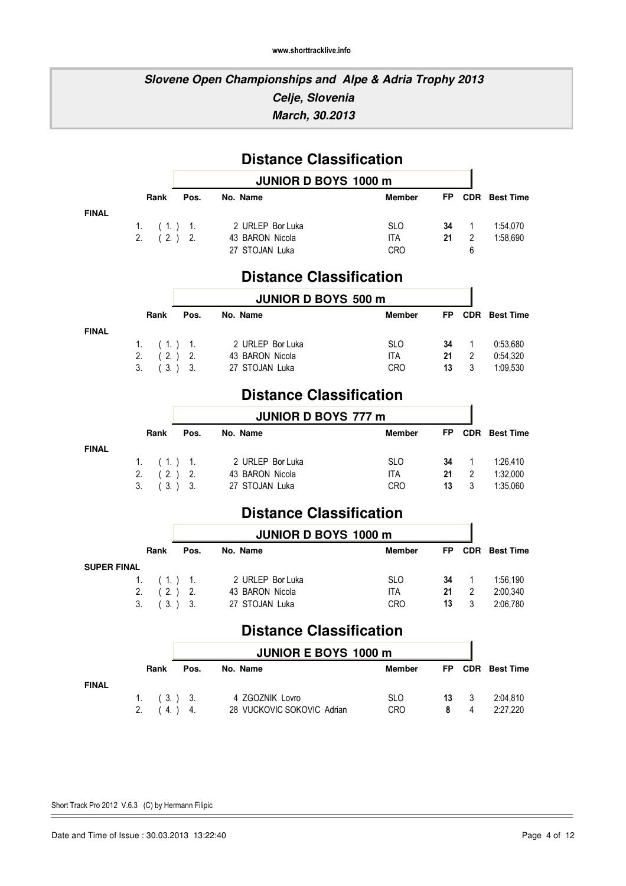**Slovene Open Championships and Alpe & Adria Trophy 2013**
**Celje, Slovenia**
**March, 30.2013**

## Distance Classification

### JUNIOR D BOYS 1000 m

| | Rank | Pos. | No. | Name | Member | FP | CDR | Best Time |
|---|---|---|---|---|---|---|---|---|
| **FINAL** | | | | | | | | |
| 1. | ( 1. ) | 1. | 2 | URLEP Bor Luka | SLO | **34** | 1 | 1:54,070 |
| 2. | ( 2. ) | 2. | 43 | BARON Nicola | ITA | **21** | 2 | 1:58,690 |
| | | | 27 | STOJAN Luka | CRO | | 6 | |

## Distance Classification

### JUNIOR D BOYS 500 m

| | Rank | Pos. | No. | Name | Member | FP | CDR | Best Time |
|---|---|---|---|---|---|---|---|---|
| **FINAL** | | | | | | | | |
| 1. | ( 1. ) | 1. | 2 | URLEP Bor Luka | SLO | **34** | 1 | 0:53,680 |
| 2. | ( 2. ) | 2. | 43 | BARON Nicola | ITA | **21** | 2 | 0:54,320 |
| 3. | ( 3. ) | 3. | 27 | STOJAN Luka | CRO | **13** | 3 | 1:09,530 |

## Distance Classification

### JUNIOR D BOYS 777 m

| | Rank | Pos. | No. | Name | Member | FP | CDR | Best Time |
|---|---|---|---|---|---|---|---|---|
| **FINAL** | | | | | | | | |
| 1. | ( 1. ) | 1. | 2 | URLEP Bor Luka | SLO | **34** | 1 | 1:26,410 |
| 2. | ( 2. ) | 2. | 43 | BARON Nicola | ITA | **21** | 2 | 1:32,000 |
| 3. | ( 3. ) | 3. | 27 | STOJAN Luka | CRO | **13** | 3 | 1:35,060 |

## Distance Classification

### JUNIOR D BOYS 1000 m

| | Rank | Pos. | No. | Name | Member | FP | CDR | Best Time |
|---|---|---|---|---|---|---|---|---|
| **SUPER FINAL** | | | | | | | | |
| 1. | ( 1. ) | 1. | 2 | URLEP Bor Luka | SLO | **34** | 1 | 1:56,190 |
| 2. | ( 2. ) | 2. | 43 | BARON Nicola | ITA | **21** | 2 | 2:00,340 |
| 3. | ( 3. ) | 3. | 27 | STOJAN Luka | CRO | **13** | 3 | 2:06,780 |

## Distance Classification

### JUNIOR E BOYS 1000 m

| | Rank | Pos. | No. | Name | Member | FP | CDR | Best Time |
|---|---|---|---|---|---|---|---|---|
| **FINAL** | | | | | | | | |
| 1. | ( 3. ) | 3. | 4 | ZGOZNIK Lovro | SLO | **13** | 3 | 2:04,810 |
| 2. | ( 4. ) | 4. | 28 | VUCKOVIC SOKOVIC Adrian | CRO | **8** | 4 | 2:27,220 |

Short Track Pro 2012 V.6.3 (C) by Hermann Filipic

Date and Time of Issue : 30.03.2013 13:22:40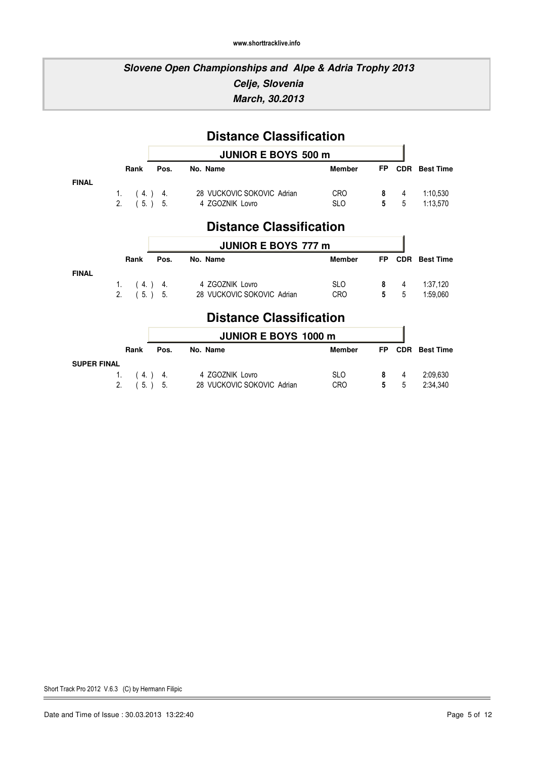www.shorttracklive.info

## Slovene Open Championships and Alpe & Adria Trophy 2013
## Celje, Slovenia
## March, 30.2013

# Distance Classification

### JUNIOR E BOYS 500 m

| | Rank | Pos. | No. | Name | Member | FP | CDR | Best Time |
|---|---|---|---|---|---|---|---|---|
| **FINAL** | | | | | | | | |
| | 1. | ( 4. ) | 4. | 28 VUCKOVIC SOKOVIC Adrian | CRO | **8** | 4 | 1:10,530 |
| | 2. | ( 5. ) | 5. | 4 ZGOZNIK Lovro | SLO | **5** | 5 | 1:13,570 |

# Distance Classification

### JUNIOR E BOYS 777 m

| | Rank | Pos. | No. | Name | Member | FP | CDR | Best Time |
|---|---|---|---|---|---|---|---|---|
| **FINAL** | | | | | | | | |
| | 1. | ( 4. ) | 4. | 4 ZGOZNIK Lovro | SLO | **8** | 4 | 1:37,120 |
| | 2. | ( 5. ) | 5. | 28 VUCKOVIC SOKOVIC Adrian | CRO | **5** | 5 | 1:59,060 |

# Distance Classification

### JUNIOR E BOYS 1000 m

| | Rank | Pos. | No. | Name | Member | FP | CDR | Best Time |
|---|---|---|---|---|---|---|---|---|
| **SUPER FINAL** | | | | | | | | |
| | 1. | ( 4. ) | 4. | 4 ZGOZNIK Lovro | SLO | **8** | 4 | 2:09,630 |
| | 2. | ( 5. ) | 5. | 28 VUCKOVIC SOKOVIC Adrian | CRO | **5** | 5 | 2:34,340 |

Short Track Pro 2012 V.6.3 (C) by Hermann Filipic

Date and Time of Issue : 30.03.2013 13:22:40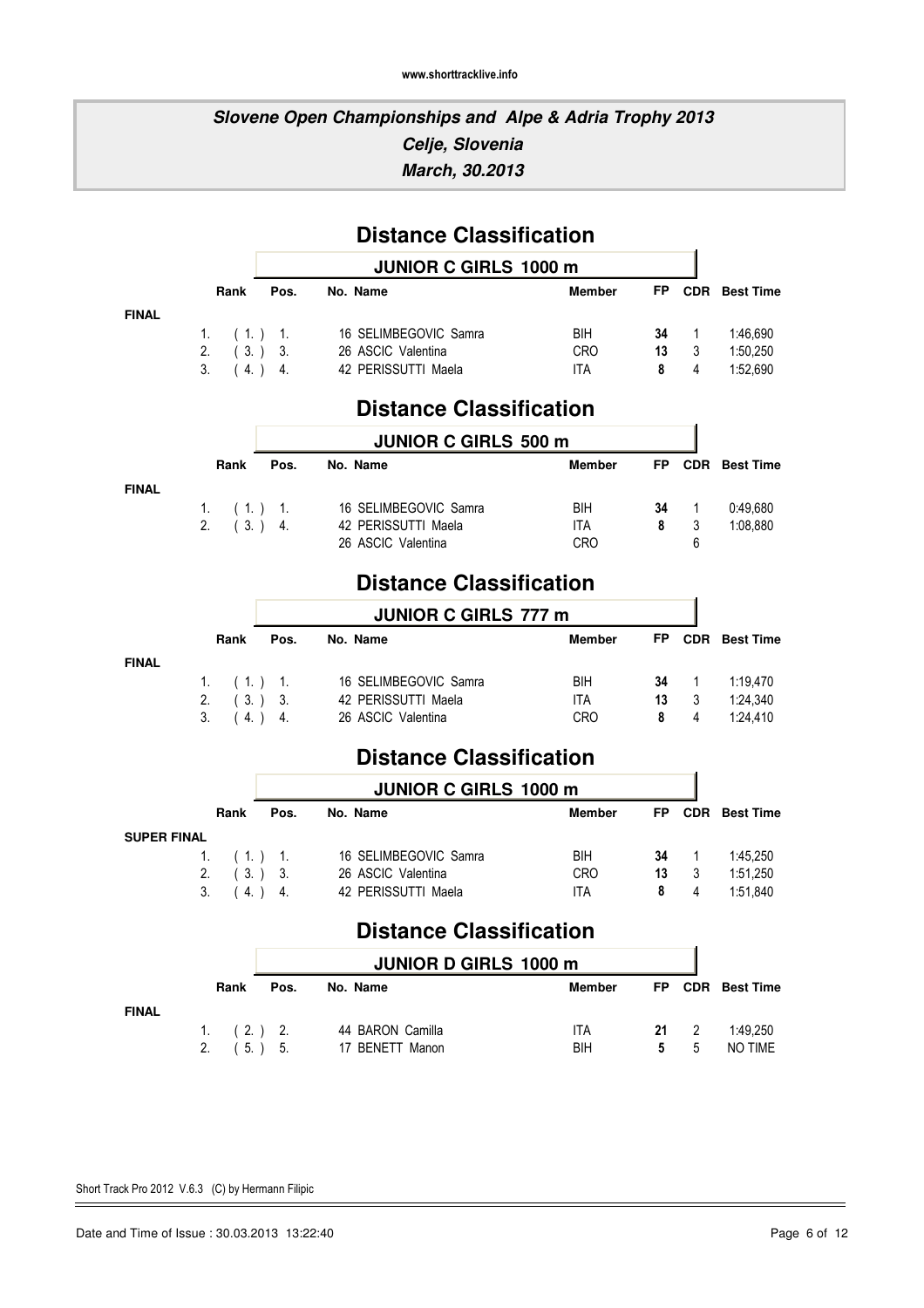www.shorttracklive.info

# Slovene Open Championships and Alpe & Adria Trophy 2013

## Celje, Slovenia

## March, 30.2013

## Distance Classification

### JUNIOR C GIRLS 1000 m

| | Rank | Pos. | No. | Name | Member | FP | CDR | Best Time |
|---|---|---|---|---|---|---|---|---|
| **FINAL** | | | | | | | | |
| 1. | ( 1. ) | 1. | 16 | SELIMBEGOVIC Samra | BIH | **34** | 1 | 1:46,690 |
| 2. | ( 3. ) | 3. | 26 | ASCIC Valentina | CRO | **13** | 3 | 1:50,250 |
| 3. | ( 4. ) | 4. | 42 | PERISSUTTI Maela | ITA | **8** | 4 | 1:52,690 |

## Distance Classification

### JUNIOR C GIRLS 500 m

| | Rank | Pos. | No. | Name | Member | FP | CDR | Best Time |
|---|---|---|---|---|---|---|---|---|
| **FINAL** | | | | | | | | |
| 1. | ( 1. ) | 1. | 16 | SELIMBEGOVIC Samra | BIH | **34** | 1 | 0:49,680 |
| 2. | ( 3. ) | 4. | 42 | PERISSUTTI Maela | ITA | **8** | 3 | 1:08,880 |
| | | | 26 | ASCIC Valentina | CRO | | 6 | |

## Distance Classification

### JUNIOR C GIRLS 777 m

| | Rank | Pos. | No. | Name | Member | FP | CDR | Best Time |
|---|---|---|---|---|---|---|---|---|
| **FINAL** | | | | | | | | |
| 1. | ( 1. ) | 1. | 16 | SELIMBEGOVIC Samra | BIH | **34** | 1 | 1:19,470 |
| 2. | ( 3. ) | 3. | 42 | PERISSUTTI Maela | ITA | **13** | 3 | 1:24,340 |
| 3. | ( 4. ) | 4. | 26 | ASCIC Valentina | CRO | **8** | 4 | 1:24,410 |

## Distance Classification

### JUNIOR C GIRLS 1000 m

| | Rank | Pos. | No. | Name | Member | FP | CDR | Best Time |
|---|---|---|---|---|---|---|---|---|
| **SUPER FINAL** | | | | | | | | |
| 1. | ( 1. ) | 1. | 16 | SELIMBEGOVIC Samra | BIH | **34** | 1 | 1:45,250 |
| 2. | ( 3. ) | 3. | 26 | ASCIC Valentina | CRO | **13** | 3 | 1:51,250 |
| 3. | ( 4. ) | 4. | 42 | PERISSUTTI Maela | ITA | **8** | 4 | 1:51,840 |

## Distance Classification

### JUNIOR D GIRLS 1000 m

| | Rank | Pos. | No. | Name | Member | FP | CDR | Best Time |
|---|---|---|---|---|---|---|---|---|
| **FINAL** | | | | | | | | |
| 1. | ( 2. ) | 2. | 44 | BARON Camilla | ITA | **21** | 2 | 1:49,250 |
| 2. | ( 5. ) | 5. | 17 | BENETT Manon | BIH | **5** | 5 | NO TIME |

Short Track Pro 2012 V.6.3 (C) by Hermann Filipic

Date and Time of Issue : 30.03.2013 13:22:40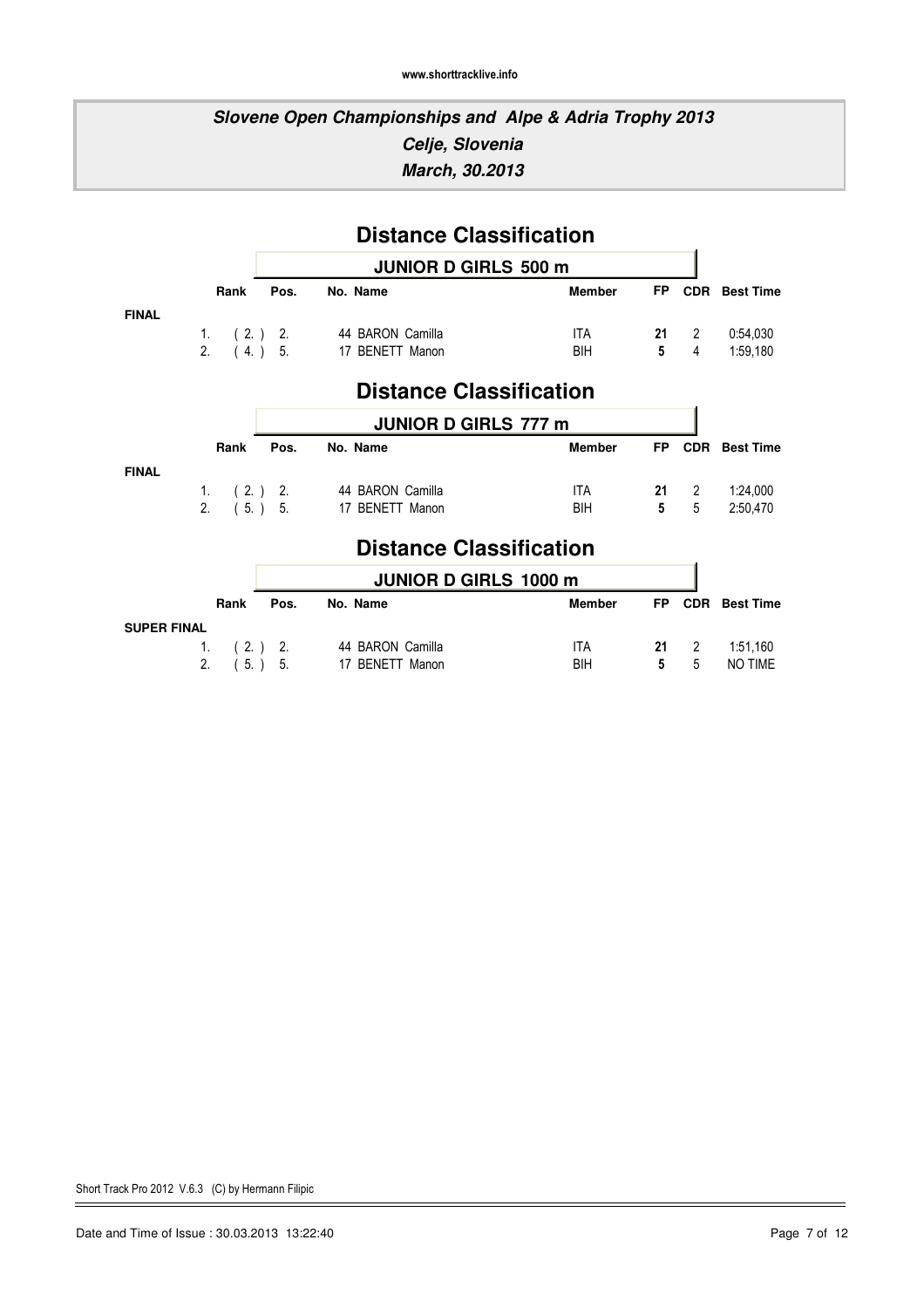www.shorttracklive.info

# Slovene Open Championships and Alpe & Adria Trophy 2013
## Celje, Slovenia
## March, 30.2013

## Distance Classification

### JUNIOR D GIRLS 500 m

| | Rank | Pos. | No. | Name | Member | FP | CDR | Best Time |
|---|---|---|---|---|---|---|---|---|
| **FINAL** | | | | | | | | |
| 1. | ( 2. ) | 2. | 44 | BARON Camilla | ITA | **21** | 2 | 0:54,030 |
| 2. | ( 4. ) | 5. | 17 | BENETT Manon | BIH | **5** | 4 | 1:59,180 |

## Distance Classification

### JUNIOR D GIRLS 777 m

| | Rank | Pos. | No. | Name | Member | FP | CDR | Best Time |
|---|---|---|---|---|---|---|---|---|
| **FINAL** | | | | | | | | |
| 1. | ( 2. ) | 2. | 44 | BARON Camilla | ITA | **21** | 2 | 1:24,000 |
| 2. | ( 5. ) | 5. | 17 | BENETT Manon | BIH | **5** | 5 | 2:50,470 |

## Distance Classification

### JUNIOR D GIRLS 1000 m

| | Rank | Pos. | No. | Name | Member | FP | CDR | Best Time |
|---|---|---|---|---|---|---|---|---|
| **SUPER FINAL** | | | | | | | | |
| 1. | ( 2. ) | 2. | 44 | BARON Camilla | ITA | **21** | 2 | 1:51,160 |
| 2. | ( 5. ) | 5. | 17 | BENETT Manon | BIH | **5** | 5 | NO TIME |

Short Track Pro 2012 V.6.3 (C) by Hermann Filipic

Date and Time of Issue : 30.03.2013 13:22:40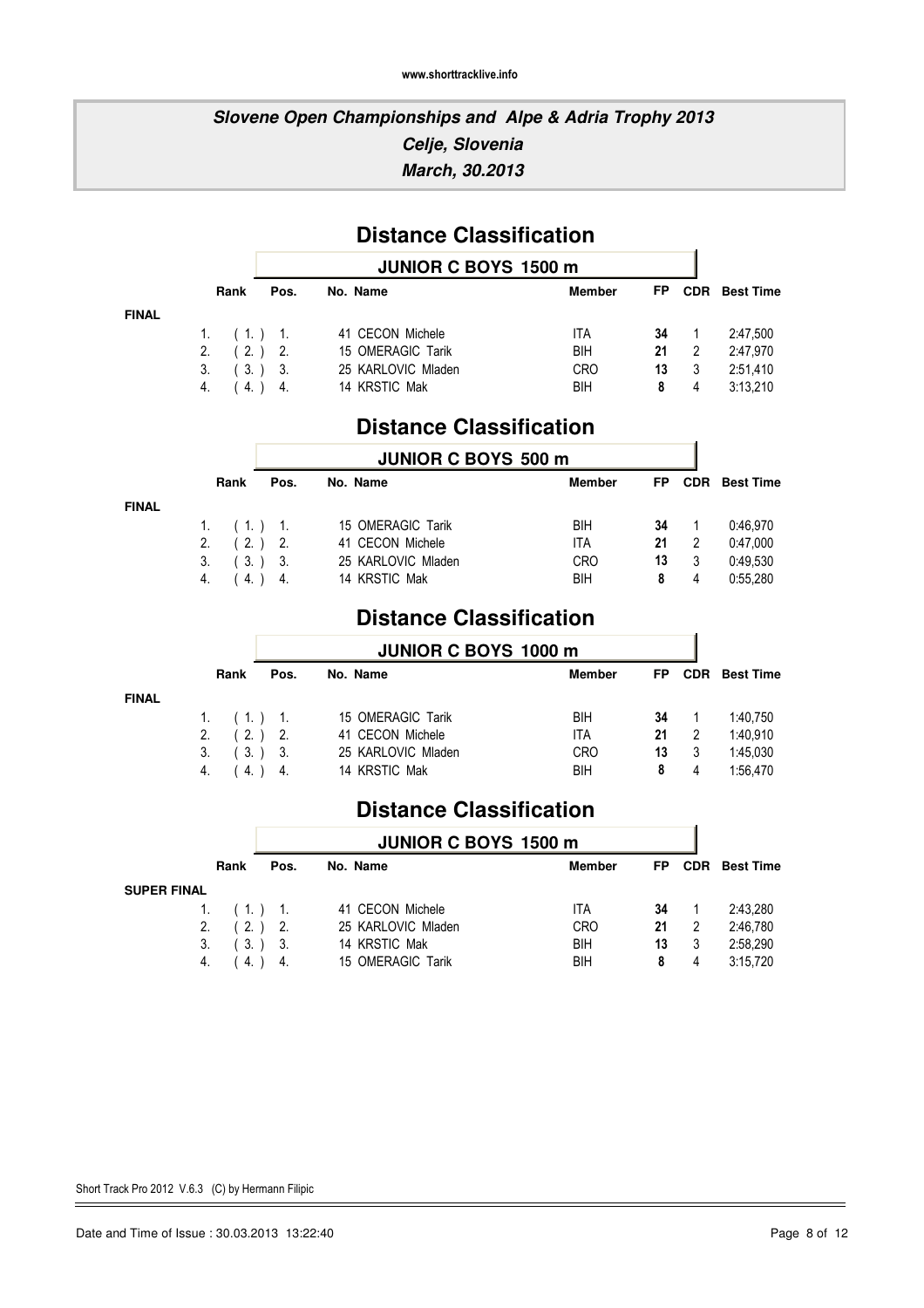# Slovene Open Championships and Alpe & Adria Trophy 2013

## Celje, Slovenia

## March, 30.2013

## Distance Classification

### JUNIOR C BOYS 1500 m

| | Rank | Pos. | No. | Name | Member | FP | CDR | Best Time |
|---|---|---|---|---|---|---|---|---|
| **FINAL** | | | | | | | | |
| 1. | ( 1. ) | 1. | 41 | CECON Michele | ITA | **34** | 1 | 2:47,500 |
| 2. | ( 2. ) | 2. | 15 | OMERAGIC Tarik | BIH | **21** | 2 | 2:47,970 |
| 3. | ( 3. ) | 3. | 25 | KARLOVIC Mladen | CRO | **13** | 3 | 2:51,410 |
| 4. | ( 4. ) | 4. | 14 | KRSTIC Mak | BIH | **8** | 4 | 3:13,210 |

## Distance Classification

### JUNIOR C BOYS 500 m

| | Rank | Pos. | No. | Name | Member | FP | CDR | Best Time |
|---|---|---|---|---|---|---|---|---|
| **FINAL** | | | | | | | | |
| 1. | ( 1. ) | 1. | 15 | OMERAGIC Tarik | BIH | **34** | 1 | 0:46,970 |
| 2. | ( 2. ) | 2. | 41 | CECON Michele | ITA | **21** | 2 | 0:47,000 |
| 3. | ( 3. ) | 3. | 25 | KARLOVIC Mladen | CRO | **13** | 3 | 0:49,530 |
| 4. | ( 4. ) | 4. | 14 | KRSTIC Mak | BIH | **8** | 4 | 0:55,280 |

## Distance Classification

### JUNIOR C BOYS 1000 m

| | Rank | Pos. | No. | Name | Member | FP | CDR | Best Time |
|---|---|---|---|---|---|---|---|---|
| **FINAL** | | | | | | | | |
| 1. | ( 1. ) | 1. | 15 | OMERAGIC Tarik | BIH | **34** | 1 | 1:40,750 |
| 2. | ( 2. ) | 2. | 41 | CECON Michele | ITA | **21** | 2 | 1:40,910 |
| 3. | ( 3. ) | 3. | 25 | KARLOVIC Mladen | CRO | **13** | 3 | 1:45,030 |
| 4. | ( 4. ) | 4. | 14 | KRSTIC Mak | BIH | **8** | 4 | 1:56,470 |

## Distance Classification

### JUNIOR C BOYS 1500 m

| | Rank | Pos. | No. | Name | Member | FP | CDR | Best Time |
|---|---|---|---|---|---|---|---|---|
| **SUPER FINAL** | | | | | | | | |
| 1. | ( 1. ) | 1. | 41 | CECON Michele | ITA | **34** | 1 | 2:43,280 |
| 2. | ( 2. ) | 2. | 25 | KARLOVIC Mladen | CRO | **21** | 2 | 2:46,780 |
| 3. | ( 3. ) | 3. | 14 | KRSTIC Mak | BIH | **13** | 3 | 2:58,290 |
| 4. | ( 4. ) | 4. | 15 | OMERAGIC Tarik | BIH | **8** | 4 | 3:15,720 |

Short Track Pro 2012 V.6.3 (C) by Hermann Filipic

Date and Time of Issue : 30.03.2013 13:22:40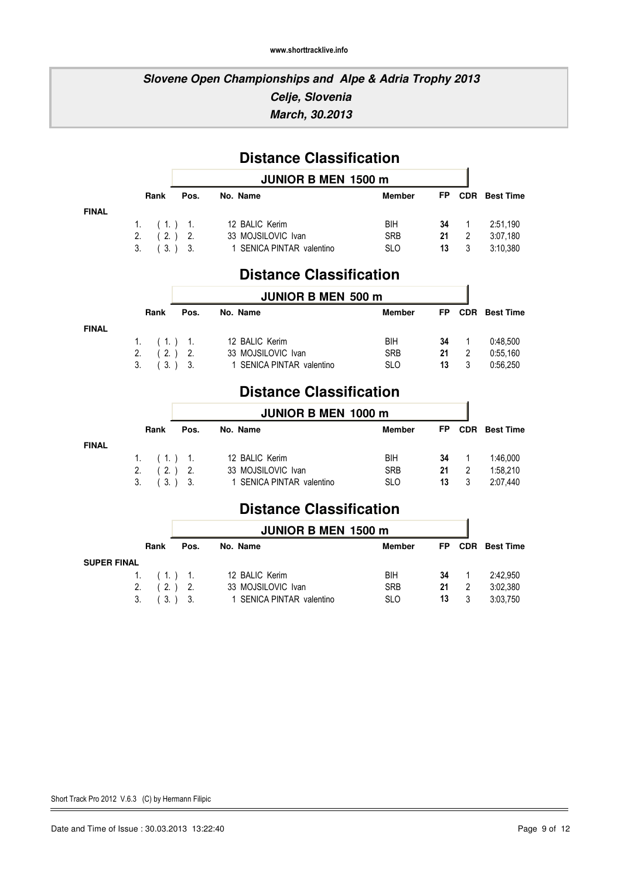**www.shorttracklive.info**

## *Slovene Open Championships and Alpe & Adria Trophy 2013*
## *Celje, Slovenia*
## *March, 30.2013*

# Distance Classification

### JUNIOR B MEN 1500 m

| | Rank | Pos. | No. | Name | Member | FP | CDR | Best Time |
|---|---|---|---|---|---|---|---|---|
| **FINAL** | | | | | | | | |
| | 1. | ( 1. ) 1. | 12 | BALIC Kerim | BIH | **34** | 1 | 2:51,190 |
| | 2. | ( 2. ) 2. | 33 | MOJSILOVIC Ivan | SRB | **21** | 2 | 3:07,180 |
| | 3. | ( 3. ) 3. | 1 | SENICA PINTAR valentino | SLO | **13** | 3 | 3:10,380 |

# Distance Classification

### JUNIOR B MEN 500 m

| | Rank | Pos. | No. | Name | Member | FP | CDR | Best Time |
|---|---|---|---|---|---|---|---|---|
| **FINAL** | | | | | | | | |
| | 1. | ( 1. ) 1. | 12 | BALIC Kerim | BIH | **34** | 1 | 0:48,500 |
| | 2. | ( 2. ) 2. | 33 | MOJSILOVIC Ivan | SRB | **21** | 2 | 0:55,160 |
| | 3. | ( 3. ) 3. | 1 | SENICA PINTAR valentino | SLO | **13** | 3 | 0:56,250 |

# Distance Classification

### JUNIOR B MEN 1000 m

| | Rank | Pos. | No. | Name | Member | FP | CDR | Best Time |
|---|---|---|---|---|---|---|---|---|
| **FINAL** | | | | | | | | |
| | 1. | ( 1. ) 1. | 12 | BALIC Kerim | BIH | **34** | 1 | 1:46,000 |
| | 2. | ( 2. ) 2. | 33 | MOJSILOVIC Ivan | SRB | **21** | 2 | 1:58,210 |
| | 3. | ( 3. ) 3. | 1 | SENICA PINTAR valentino | SLO | **13** | 3 | 2:07,440 |

# Distance Classification

### JUNIOR B MEN 1500 m

| | Rank | Pos. | No. | Name | Member | FP | CDR | Best Time |
|---|---|---|---|---|---|---|---|---|
| **SUPER FINAL** | | | | | | | | |
| | 1. | ( 1. ) 1. | 12 | BALIC Kerim | BIH | **34** | 1 | 2:42,950 |
| | 2. | ( 2. ) 2. | 33 | MOJSILOVIC Ivan | SRB | **21** | 2 | 3:02,380 |
| | 3. | ( 3. ) 3. | 1 | SENICA PINTAR valentino | SLO | **13** | 3 | 3:03,750 |

Short Track Pro 2012 V.6.3 (C) by Hermann Filipic

Date and Time of Issue : 30.03.2013 13:22:40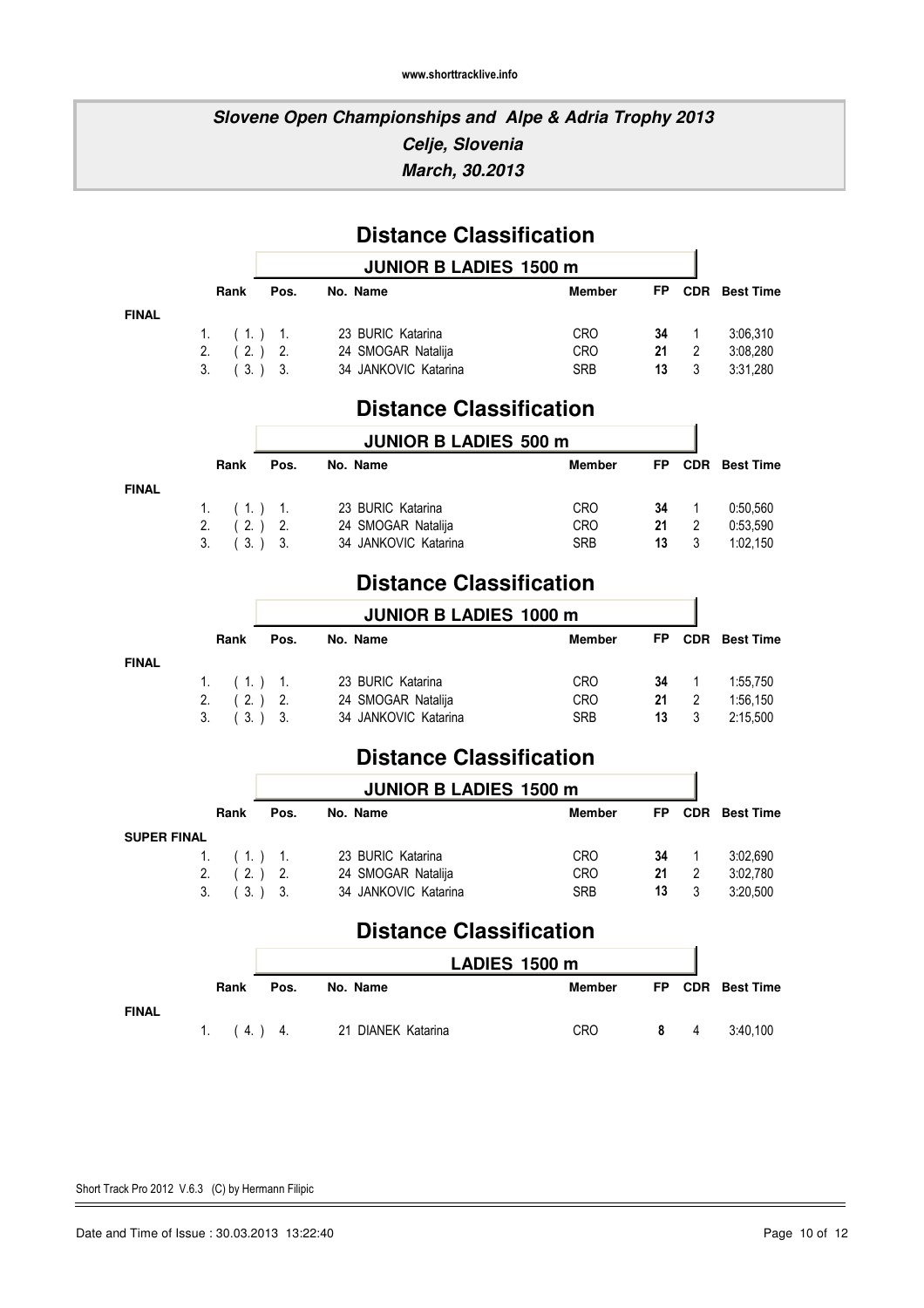**Slovene Open Championships and Alpe & Adria Trophy 2013**
**Celje, Slovenia**
**March, 30.2013**

## Distance Classification

### JUNIOR B LADIES 1500 m

| | Rank | Pos. | No. | Name | Member | FP | CDR | Best Time |
|---|---|---|---|---|---|---|---|---|
| **FINAL** | | | | | | | | |
| 1. | ( 1. ) | 1. | 23 | BURIC Katarina | CRO | **34** | 1 | 3:06,310 |
| 2. | ( 2. ) | 2. | 24 | SMOGAR Natalija | CRO | **21** | 2 | 3:08,280 |
| 3. | ( 3. ) | 3. | 34 | JANKOVIC Katarina | SRB | **13** | 3 | 3:31,280 |

## Distance Classification

### JUNIOR B LADIES 500 m

| | Rank | Pos. | No. | Name | Member | FP | CDR | Best Time |
|---|---|---|---|---|---|---|---|---|
| **FINAL** | | | | | | | | |
| 1. | ( 1. ) | 1. | 23 | BURIC Katarina | CRO | **34** | 1 | 0:50,560 |
| 2. | ( 2. ) | 2. | 24 | SMOGAR Natalija | CRO | **21** | 2 | 0:53,590 |
| 3. | ( 3. ) | 3. | 34 | JANKOVIC Katarina | SRB | **13** | 3 | 1:02,150 |

## Distance Classification

### JUNIOR B LADIES 1000 m

| | Rank | Pos. | No. | Name | Member | FP | CDR | Best Time |
|---|---|---|---|---|---|---|---|---|
| **FINAL** | | | | | | | | |
| 1. | ( 1. ) | 1. | 23 | BURIC Katarina | CRO | **34** | 1 | 1:55,750 |
| 2. | ( 2. ) | 2. | 24 | SMOGAR Natalija | CRO | **21** | 2 | 1:56,150 |
| 3. | ( 3. ) | 3. | 34 | JANKOVIC Katarina | SRB | **13** | 3 | 2:15,500 |

## Distance Classification

### JUNIOR B LADIES 1500 m

| | Rank | Pos. | No. | Name | Member | FP | CDR | Best Time |
|---|---|---|---|---|---|---|---|---|
| **SUPER FINAL** | | | | | | | | |
| 1. | ( 1. ) | 1. | 23 | BURIC Katarina | CRO | **34** | 1 | 3:02,690 |
| 2. | ( 2. ) | 2. | 24 | SMOGAR Natalija | CRO | **21** | 2 | 3:02,780 |
| 3. | ( 3. ) | 3. | 34 | JANKOVIC Katarina | SRB | **13** | 3 | 3:20,500 |

## Distance Classification

### LADIES 1500 m

| | Rank | Pos. | No. | Name | Member | FP | CDR | Best Time |
|---|---|---|---|---|---|---|---|---|
| **FINAL** | | | | | | | | |
| 1. | ( 4. ) | 4. | 21 | DIANEK Katarina | CRO | **8** | 4 | 3:40,100 |

Short Track Pro 2012 V.6.3 (C) by Hermann Filipic

Date and Time of Issue : 30.03.2013 13:22:40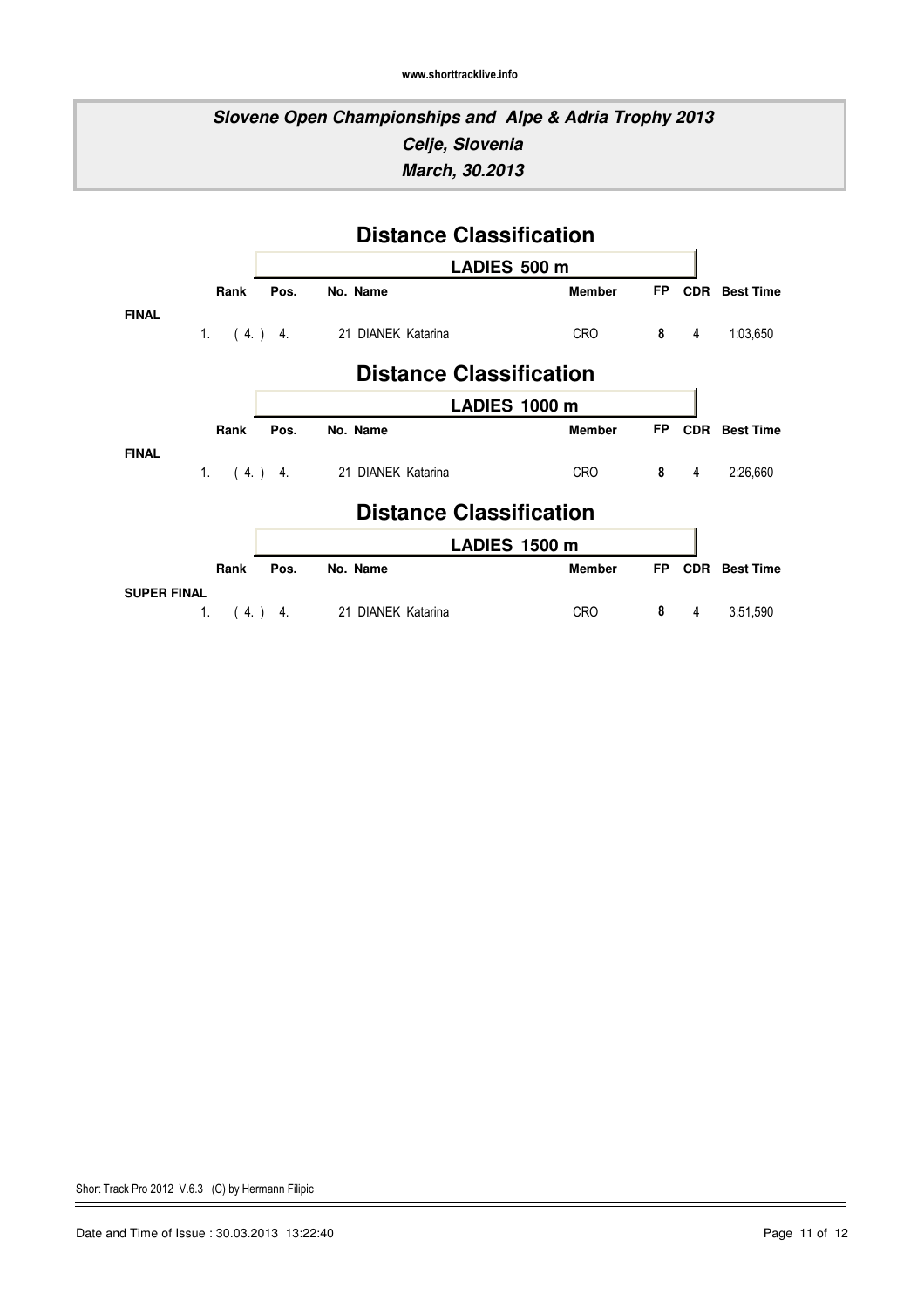**Slovene Open Championships and Alpe & Adria Trophy 2013**
**Celje, Slovenia**
**March, 30.2013**

## Distance Classification

### LADIES 500 m

| | Rank | Pos. | No. | Name | Member | FP | CDR | Best Time |
|---|---|---|---|---|---|---|---|---|
| **FINAL** | | | | | | | | |
| 1. | ( 4. ) | 4. | 21 | DIANEK Katarina | CRO | 8 | 4 | 1:03,650 |

## Distance Classification

### LADIES 1000 m

| | Rank | Pos. | No. | Name | Member | FP | CDR | Best Time |
|---|---|---|---|---|---|---|---|---|
| **FINAL** | | | | | | | | |
| 1. | ( 4. ) | 4. | 21 | DIANEK Katarina | CRO | 8 | 4 | 2:26,660 |

## Distance Classification

### LADIES 1500 m

| | Rank | Pos. | No. | Name | Member | FP | CDR | Best Time |
|---|---|---|---|---|---|---|---|---|
| **SUPER FINAL** | | | | | | | | |
| 1. | ( 4. ) | 4. | 21 | DIANEK Katarina | CRO | 8 | 4 | 3:51,590 |

Short Track Pro 2012 V.6.3 (C) by Hermann Filipic

Date and Time of Issue : 30.03.2013 13:22:40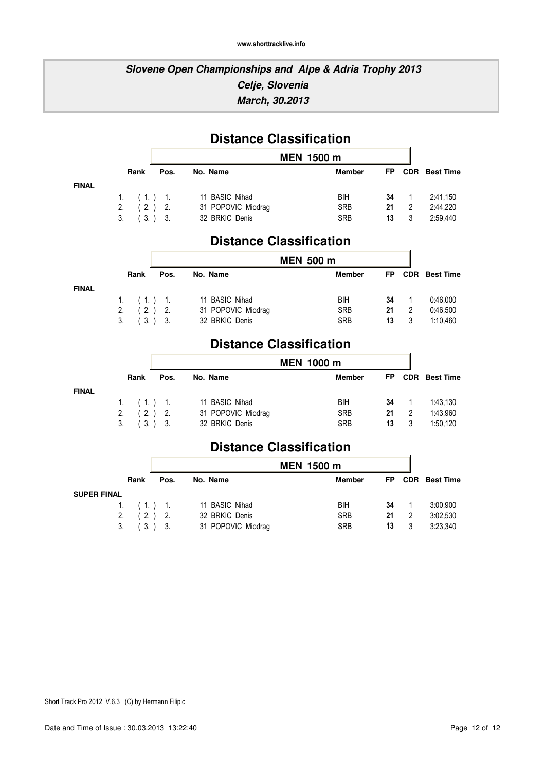## Slovene Open Championships and Alpe & Adria Trophy 2013
## Celje, Slovenia
## March, 30.2013

# Distance Classification

### MEN 1500 m

| | Rank | Pos. | No. | Name | Member | FP | CDR | Best Time |
|---|---|---|---|---|---|---|---|---|
| **FINAL** | | | | | | | | |
| 1. | ( 1. ) | 1. | 11 | BASIC Nihad | BIH | **34** | 1 | 2:41,150 |
| 2. | ( 2. ) | 2. | 31 | POPOVIC Miodrag | SRB | **21** | 2 | 2:44,220 |
| 3. | ( 3. ) | 3. | 32 | BRKIC Denis | SRB | **13** | 3 | 2:59,440 |

# Distance Classification

### MEN 500 m

| | Rank | Pos. | No. | Name | Member | FP | CDR | Best Time |
|---|---|---|---|---|---|---|---|---|
| **FINAL** | | | | | | | | |
| 1. | ( 1. ) | 1. | 11 | BASIC Nihad | BIH | **34** | 1 | 0:46,000 |
| 2. | ( 2. ) | 2. | 31 | POPOVIC Miodrag | SRB | **21** | 2 | 0:46,500 |
| 3. | ( 3. ) | 3. | 32 | BRKIC Denis | SRB | **13** | 3 | 1:10,460 |

# Distance Classification

### MEN 1000 m

| | Rank | Pos. | No. | Name | Member | FP | CDR | Best Time |
|---|---|---|---|---|---|---|---|---|
| **FINAL** | | | | | | | | |
| 1. | ( 1. ) | 1. | 11 | BASIC Nihad | BIH | **34** | 1 | 1:43,130 |
| 2. | ( 2. ) | 2. | 31 | POPOVIC Miodrag | SRB | **21** | 2 | 1:43,960 |
| 3. | ( 3. ) | 3. | 32 | BRKIC Denis | SRB | **13** | 3 | 1:50,120 |

# Distance Classification

### MEN 1500 m

| | Rank | Pos. | No. | Name | Member | FP | CDR | Best Time |
|---|---|---|---|---|---|---|---|---|
| **SUPER FINAL** | | | | | | | | |
| 1. | ( 1. ) | 1. | 11 | BASIC Nihad | BIH | **34** | 1 | 3:00,900 |
| 2. | ( 2. ) | 2. | 32 | BRKIC Denis | SRB | **21** | 2 | 3:02,530 |
| 3. | ( 3. ) | 3. | 31 | POPOVIC Miodrag | SRB | **13** | 3 | 3:23,340 |

Short Track Pro 2012 V.6.3 (C) by Hermann Filipic

Date and Time of Issue : 30.03.2013 13:22:40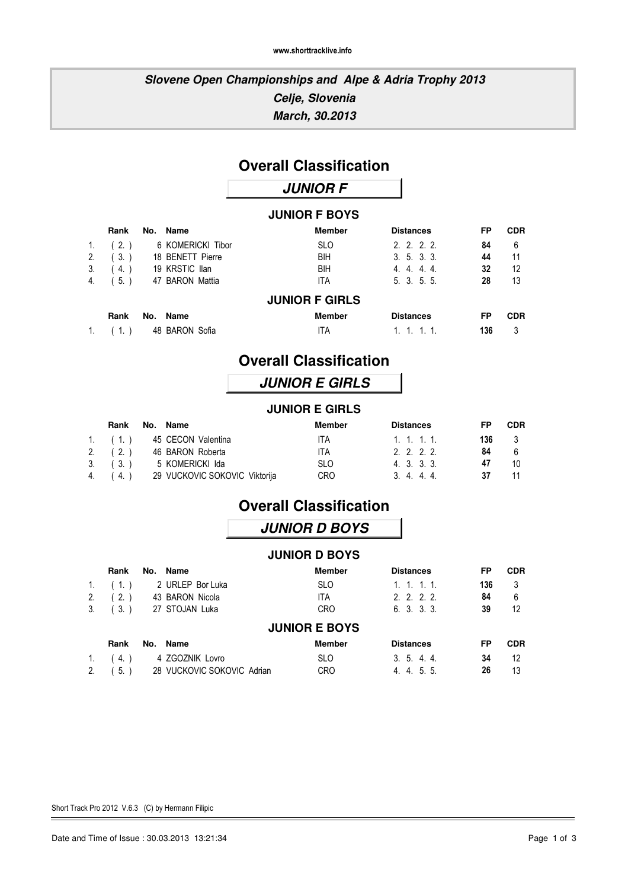**Slovene Open Championships and Alpe & Adria Trophy 2013**
**Celje, Slovenia**
**March, 30.2013**

# Overall Classification

## JUNIOR F

### JUNIOR F BOYS

| | Rank | No. | Name | Member | Distances | FP | CDR |
|---|---|---|---|---|---|---|---|
| 1. | ( 2. ) | 6 | KOMERICKI Tibor | SLO | 2. 2. 2. 2. | **84** | 6 |
| 2. | ( 3. ) | 18 | BENETT Pierre | BIH | 3. 5. 3. 3. | **44** | 11 |
| 3. | ( 4. ) | 19 | KRSTIC Ilan | BIH | 4. 4. 4. 4. | **32** | 12 |
| 4. | ( 5. ) | 47 | BARON Mattia | ITA | 5. 3. 5. 5. | **28** | 13 |

### JUNIOR F GIRLS

| | Rank | No. | Name | Member | Distances | FP | CDR |
|---|---|---|---|---|---|---|---|
| 1. | ( 1. ) | 48 | BARON Sofia | ITA | 1. 1. 1. 1. | **136** | 3 |

# Overall Classification

## JUNIOR E GIRLS

### JUNIOR E GIRLS

| | Rank | No. | Name | Member | Distances | FP | CDR |
|---|---|---|---|---|---|---|---|
| 1. | ( 1. ) | 45 | CECON Valentina | ITA | 1. 1. 1. 1. | **136** | 3 |
| 2. | ( 2. ) | 46 | BARON Roberta | ITA | 2. 2. 2. 2. | **84** | 6 |
| 3. | ( 3. ) | 5 | KOMERICKI Ida | SLO | 4. 3. 3. 3. | **47** | 10 |
| 4. | ( 4. ) | 29 | VUCKOVIC SOKOVIC Viktorija | CRO | 3. 4. 4. 4. | **37** | 11 |

# Overall Classification

## JUNIOR D BOYS

### JUNIOR D BOYS

| | Rank | No. | Name | Member | Distances | FP | CDR |
|---|---|---|---|---|---|---|---|
| 1. | ( 1. ) | 2 | URLEP Bor Luka | SLO | 1. 1. 1. 1. | **136** | 3 |
| 2. | ( 2. ) | 43 | BARON Nicola | ITA | 2. 2. 2. 2. | **84** | 6 |
| 3. | ( 3. ) | 27 | STOJAN Luka | CRO | 6. 3. 3. 3. | **39** | 12 |

### JUNIOR E BOYS

| | Rank | No. | Name | Member | Distances | FP | CDR |
|---|---|---|---|---|---|---|---|
| 1. | ( 4. ) | 4 | ZGOZNIK Lovro | SLO | 3. 5. 4. 4. | **34** | 12 |
| 2. | ( 5. ) | 28 | VUCKOVIC SOKOVIC Adrian | CRO | 4. 4. 5. 5. | **26** | 13 |

Short Track Pro 2012 V.6.3 (C) by Hermann Filipic

Date and Time of Issue : 30.03.2013 13:21:34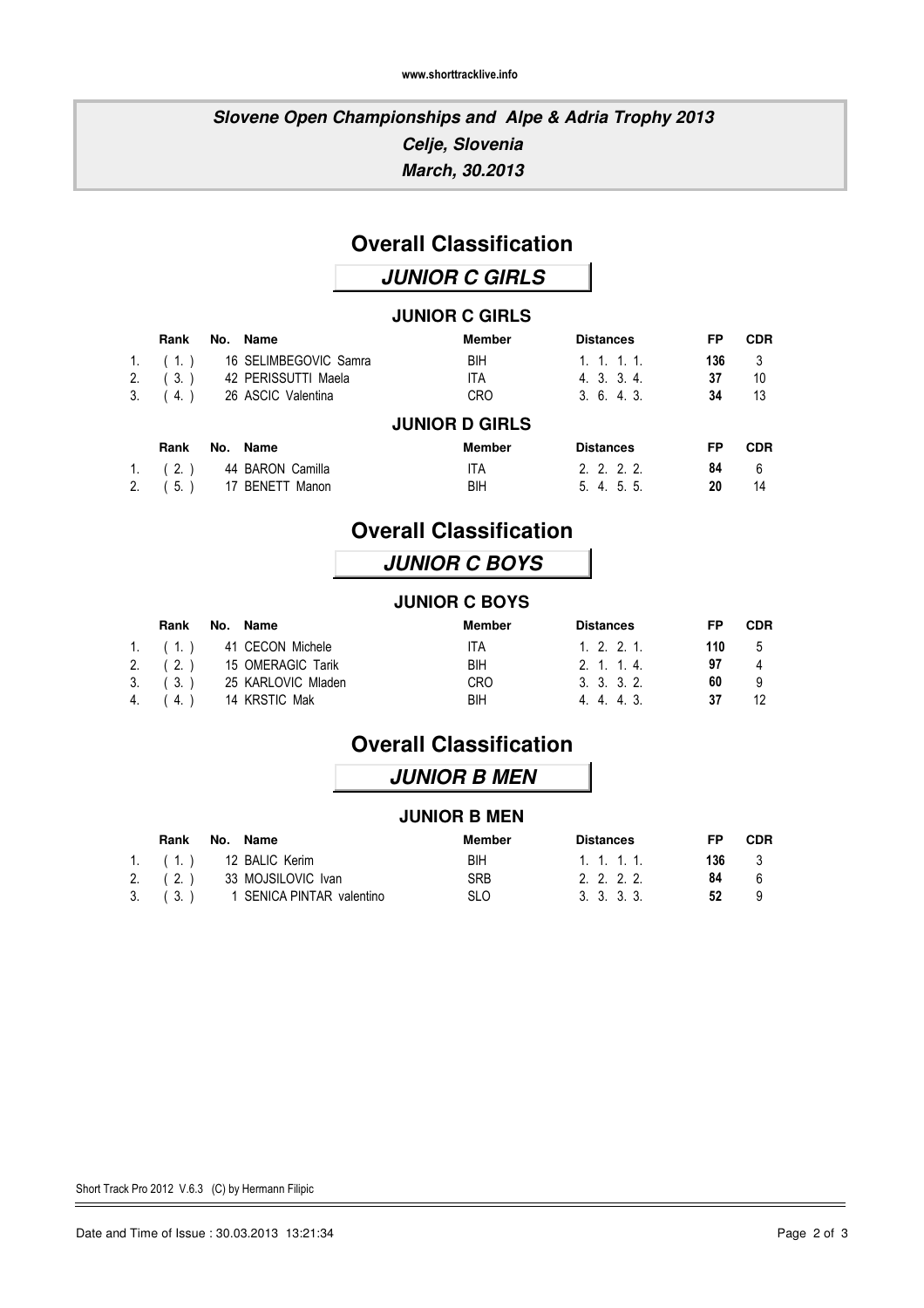**Slovene Open Championships and Alpe & Adria Trophy 2013**
**Celje, Slovenia**
**March, 30.2013**

# Overall Classification

## JUNIOR C GIRLS

### JUNIOR C GIRLS

| | Rank | No. | Name | Member | Distances | FP | CDR |
|---|---|---|---|---|---|---|---|
| 1. | ( 1. ) | 16 | SELIMBEGOVIC Samra | BIH | 1. 1. 1. 1. | **136** | 3 |
| 2. | ( 3. ) | 42 | PERISSUTTI Maela | ITA | 4. 3. 3. 4. | **37** | 10 |
| 3. | ( 4. ) | 26 | ASCIC Valentina | CRO | 3. 6. 4. 3. | **34** | 13 |

### JUNIOR D GIRLS

| | Rank | No. | Name | Member | Distances | FP | CDR |
|---|---|---|---|---|---|---|---|
| 1. | ( 2. ) | 44 | BARON Camilla | ITA | 2. 2. 2. 2. | **84** | 6 |
| 2. | ( 5. ) | 17 | BENETT Manon | BIH | 5. 4. 5. 5. | **20** | 14 |

# Overall Classification

## JUNIOR C BOYS

### JUNIOR C BOYS

| | Rank | No. | Name | Member | Distances | FP | CDR |
|---|---|---|---|---|---|---|---|
| 1. | ( 1. ) | 41 | CECON Michele | ITA | 1. 2. 2. 1. | **110** | 5 |
| 2. | ( 2. ) | 15 | OMERAGIC Tarik | BIH | 2. 1. 1. 4. | **97** | 4 |
| 3. | ( 3. ) | 25 | KARLOVIC Mladen | CRO | 3. 3. 3. 2. | **60** | 9 |
| 4. | ( 4. ) | 14 | KRSTIC Mak | BIH | 4. 4. 4. 3. | **37** | 12 |

# Overall Classification

## JUNIOR B MEN

### JUNIOR B MEN

| | Rank | No. | Name | Member | Distances | FP | CDR |
|---|---|---|---|---|---|---|---|
| 1. | ( 1. ) | 12 | BALIC Kerim | BIH | 1. 1. 1. 1. | **136** | 3 |
| 2. | ( 2. ) | 33 | MOJSILOVIC Ivan | SRB | 2. 2. 2. 2. | **84** | 6 |
| 3. | ( 3. ) | 1 | SENICA PINTAR valentino | SLO | 3. 3. 3. 3. | **52** | 9 |

Short Track Pro 2012 V.6.3 (C) by Hermann Filipic

Date and Time of Issue : 30.03.2013 13:21:34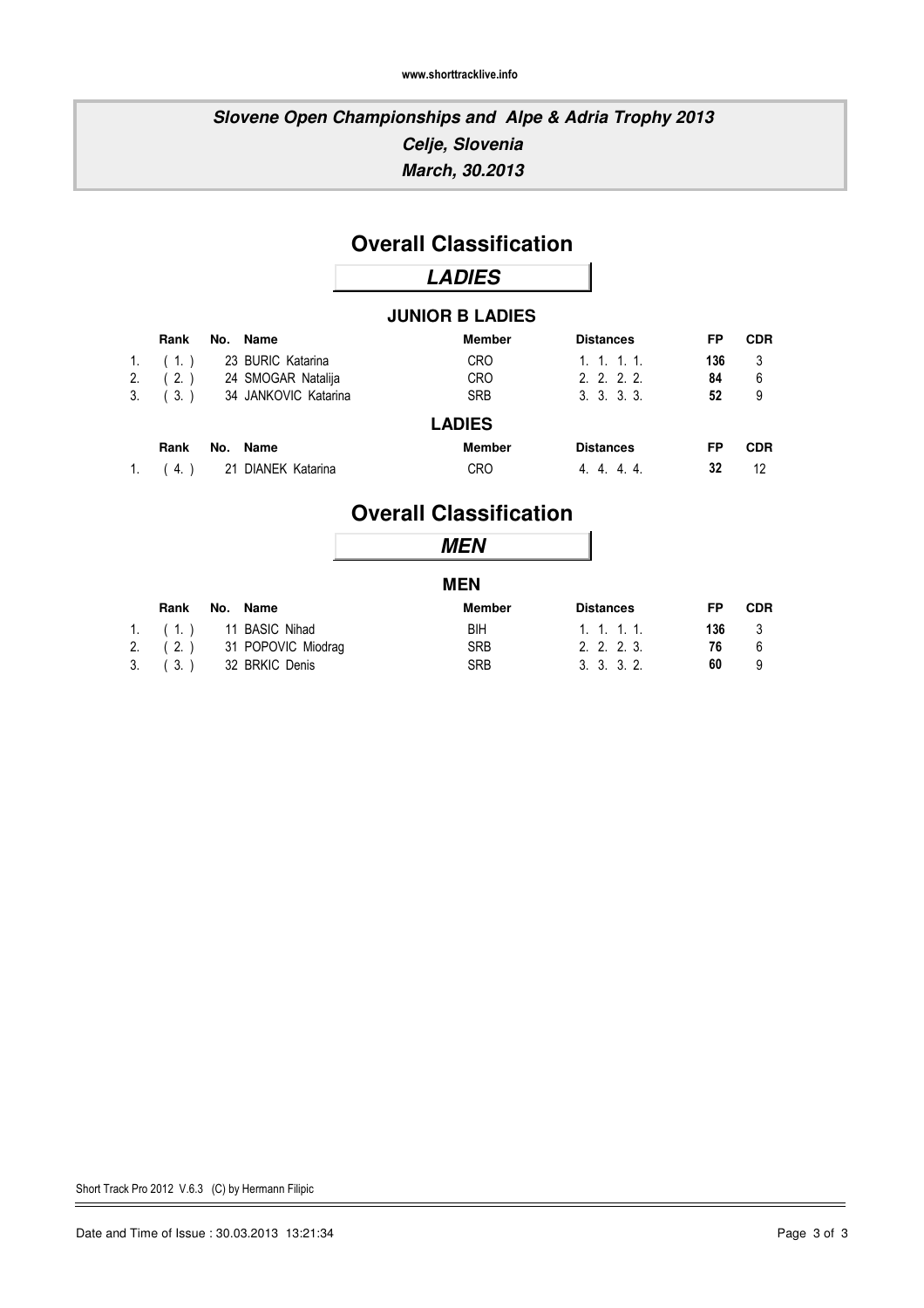www.shorttracklive.info

# *Slovene Open Championships and Alpe & Adria Trophy 2013*
## *Celje, Slovenia*
## *March, 30.2013*

# Overall Classification

## *LADIES*

### JUNIOR B LADIES

| | Rank | No. | Name | Member | Distances | FP | CDR |
|---|---|---|---|---|---|---|---|
| 1. | ( 1. ) | 23 | BURIC Katarina | CRO | 1. 1. 1. 1. | **136** | 3 |
| 2. | ( 2. ) | 24 | SMOGAR Natalija | CRO | 2. 2. 2. 2. | **84** | 6 |
| 3. | ( 3. ) | 34 | JANKOVIC Katarina | SRB | 3. 3. 3. 3. | **52** | 9 |

### LADIES

| | Rank | No. | Name | Member | Distances | FP | CDR |
|---|---|---|---|---|---|---|---|
| 1. | ( 4. ) | 21 | DIANEK Katarina | CRO | 4. 4. 4. 4. | **32** | 12 |

# Overall Classification

## *MEN*

### MEN

| | Rank | No. | Name | Member | Distances | FP | CDR |
|---|---|---|---|---|---|---|---|
| 1. | ( 1. ) | 11 | BASIC Nihad | BIH | 1. 1. 1. 1. | **136** | 3 |
| 2. | ( 2. ) | 31 | POPOVIC Miodrag | SRB | 2. 2. 2. 3. | **76** | 6 |
| 3. | ( 3. ) | 32 | BRKIC Denis | SRB | 3. 3. 3. 2. | **60** | 9 |

Short Track Pro 2012 V.6.3 (C) by Hermann Filipic

Date and Time of Issue : 30.03.2013 13:21:34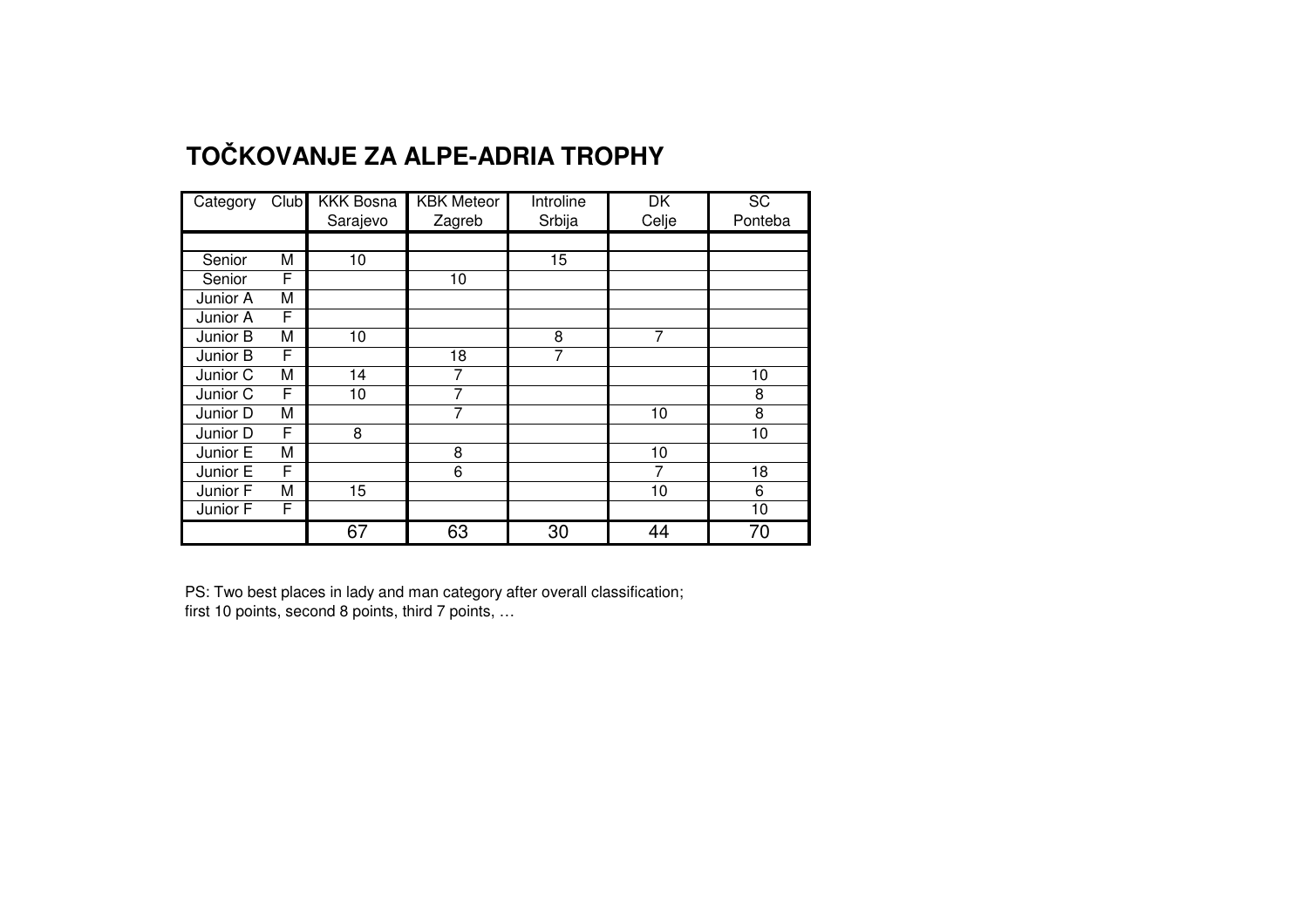## TOČKOVANJE ZA ALPE-ADRIA TROPHY

| Category | Club | KKK Bosna Sarajevo | KBK Meteor Zagreb | Introline Srbija | DK Celje | SC Ponteba |
|---|---|---|---|---|---|---|
| | | | | | | |
| Senior | M | 10 | | 15 | | |
| Senior | F | | 10 | | | |
| Junior A | M | | | | | |
| Junior A | F | | | | | |
| Junior B | M | 10 | | 8 | 7 | |
| Junior B | F | | 18 | 7 | | |
| Junior C | M | 14 | 7 | | | 10 |
| Junior C | F | 10 | 7 | | | 8 |
| Junior D | M | | 7 | | 10 | 8 |
| Junior D | F | 8 | | | | 10 |
| Junior E | M | | 8 | | 10 | |
| Junior E | F | | 6 | | 7 | 18 |
| Junior F | M | 15 | | | 10 | 6 |
| Junior F | F | | | | | 10 |
| | | 67 | 63 | 30 | 44 | 70 |

PS: Two best places in lady and man category after overall classification;
first 10 points, second 8 points, third 7 points, …